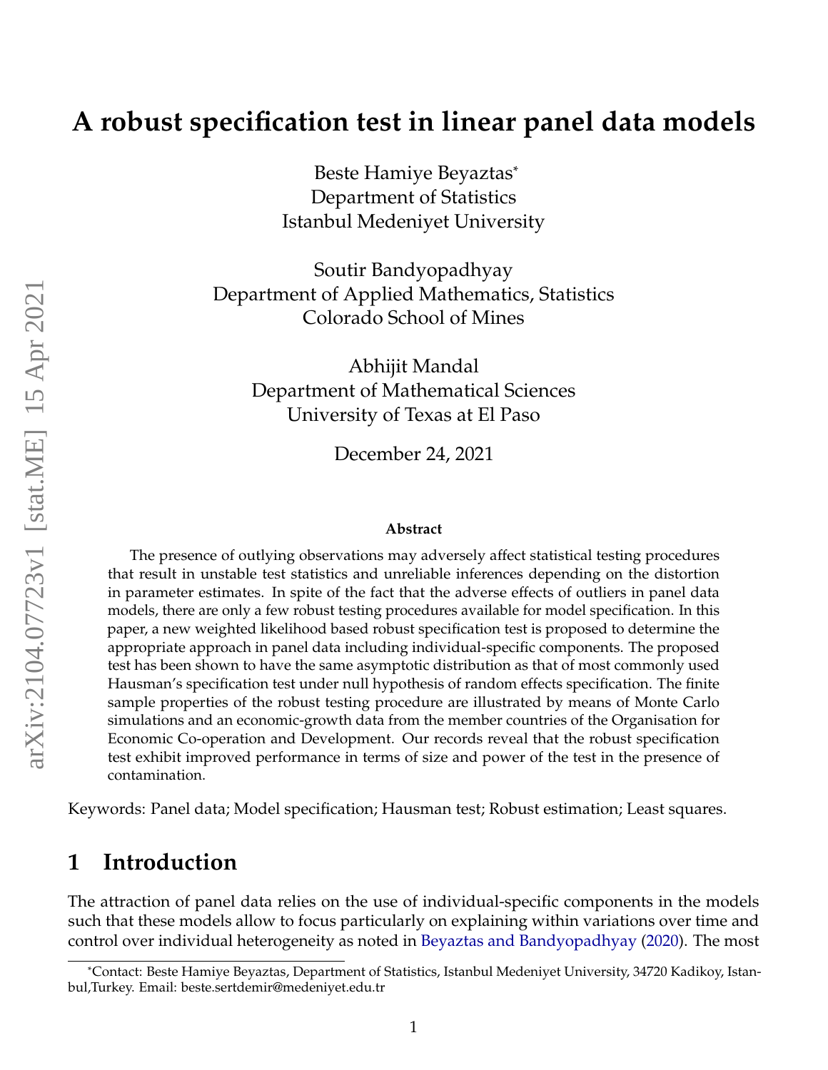# A robust specification test in linear panel data models

Beste Hamiye Beyaztas*
Department of Statistics
Istanbul Medeniyet University

Soutir Bandyopadhyay
Department of Applied Mathematics, Statistics
Colorado School of Mines

Abhijit Mandal
Department of Mathematical Sciences
University of Texas at El Paso

December 24, 2021

### Abstract

The presence of outlying observations may adversely affect statistical testing procedures that result in unstable test statistics and unreliable inferences depending on the distortion in parameter estimates. In spite of the fact that the adverse effects of outliers in panel data models, there are only a few robust testing procedures available for model specification. In this paper, a new weighted likelihood based robust specification test is proposed to determine the appropriate approach in panel data including individual-specific components. The proposed test has been shown to have the same asymptotic distribution as that of most commonly used Hausman's specification test under null hypothesis of random effects specification. The finite sample properties of the robust testing procedure are illustrated by means of Monte Carlo simulations and an economic-growth data from the member countries of the Organisation for Economic Co-operation and Development. Our records reveal that the robust specification test exhibit improved performance in terms of size and power of the test in the presence of contamination.

Keywords: Panel data; Model specification; Hausman test; Robust estimation; Least squares.

## 1 Introduction

The attraction of panel data relies on the use of individual-specific components in the models such that these models allow to focus particularly on explaining within variations over time and control over individual heterogeneity as noted in Beyaztas and Bandyopadhyay (2020). The most

*Contact: Beste Hamiye Beyaztas, Department of Statistics, Istanbul Medeniyet University, 34720 Kadikoy, Istanbul,Turkey. Email: beste.sertdemir@medeniyet.edu.tr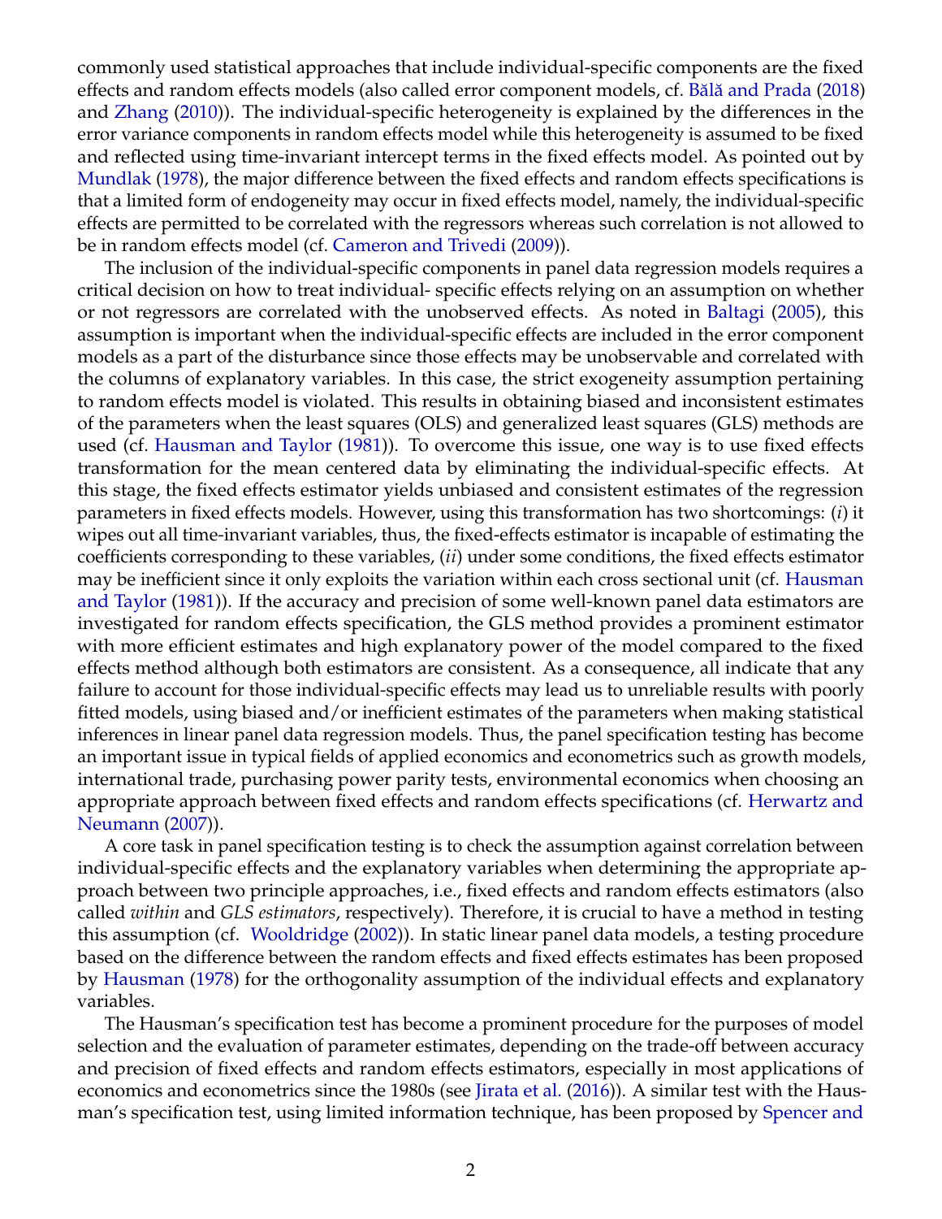commonly used statistical approaches that include individual-specific components are the fixed effects and random effects models (also called error component models, cf. Bălă and Prada (2018) and Zhang (2010)). The individual-specific heterogeneity is explained by the differences in the error variance components in random effects model while this heterogeneity is assumed to be fixed and reflected using time-invariant intercept terms in the fixed effects model. As pointed out by Mundlak (1978), the major difference between the fixed effects and random effects specifications is that a limited form of endogeneity may occur in fixed effects model, namely, the individual-specific effects are permitted to be correlated with the regressors whereas such correlation is not allowed to be in random effects model (cf. Cameron and Trivedi (2009)).

The inclusion of the individual-specific components in panel data regression models requires a critical decision on how to treat individual- specific effects relying on an assumption on whether or not regressors are correlated with the unobserved effects. As noted in Baltagi (2005), this assumption is important when the individual-specific effects are included in the error component models as a part of the disturbance since those effects may be unobservable and correlated with the columns of explanatory variables. In this case, the strict exogeneity assumption pertaining to random effects model is violated. This results in obtaining biased and inconsistent estimates of the parameters when the least squares (OLS) and generalized least squares (GLS) methods are used (cf. Hausman and Taylor (1981)). To overcome this issue, one way is to use fixed effects transformation for the mean centered data by eliminating the individual-specific effects. At this stage, the fixed effects estimator yields unbiased and consistent estimates of the regression parameters in fixed effects models. However, using this transformation has two shortcomings: (*i*) it wipes out all time-invariant variables, thus, the fixed-effects estimator is incapable of estimating the coefficients corresponding to these variables, (*ii*) under some conditions, the fixed effects estimator may be inefficient since it only exploits the variation within each cross sectional unit (cf. Hausman and Taylor (1981)). If the accuracy and precision of some well-known panel data estimators are investigated for random effects specification, the GLS method provides a prominent estimator with more efficient estimates and high explanatory power of the model compared to the fixed effects method although both estimators are consistent. As a consequence, all indicate that any failure to account for those individual-specific effects may lead us to unreliable results with poorly fitted models, using biased and/or inefficient estimates of the parameters when making statistical inferences in linear panel data regression models. Thus, the panel specification testing has become an important issue in typical fields of applied economics and econometrics such as growth models, international trade, purchasing power parity tests, environmental economics when choosing an appropriate approach between fixed effects and random effects specifications (cf. Herwartz and Neumann (2007)).

A core task in panel specification testing is to check the assumption against correlation between individual-specific effects and the explanatory variables when determining the appropriate approach between two principle approaches, i.e., fixed effects and random effects estimators (also called *within* and *GLS estimators*, respectively). Therefore, it is crucial to have a method in testing this assumption (cf. Wooldridge (2002)). In static linear panel data models, a testing procedure based on the difference between the random effects and fixed effects estimates has been proposed by Hausman (1978) for the orthogonality assumption of the individual effects and explanatory variables.

The Hausman's specification test has become a prominent procedure for the purposes of model selection and the evaluation of parameter estimates, depending on the trade-off between accuracy and precision of fixed effects and random effects estimators, especially in most applications of economics and econometrics since the 1980s (see Jirata et al. (2016)). A similar test with the Hausman's specification test, using limited information technique, has been proposed by Spencer and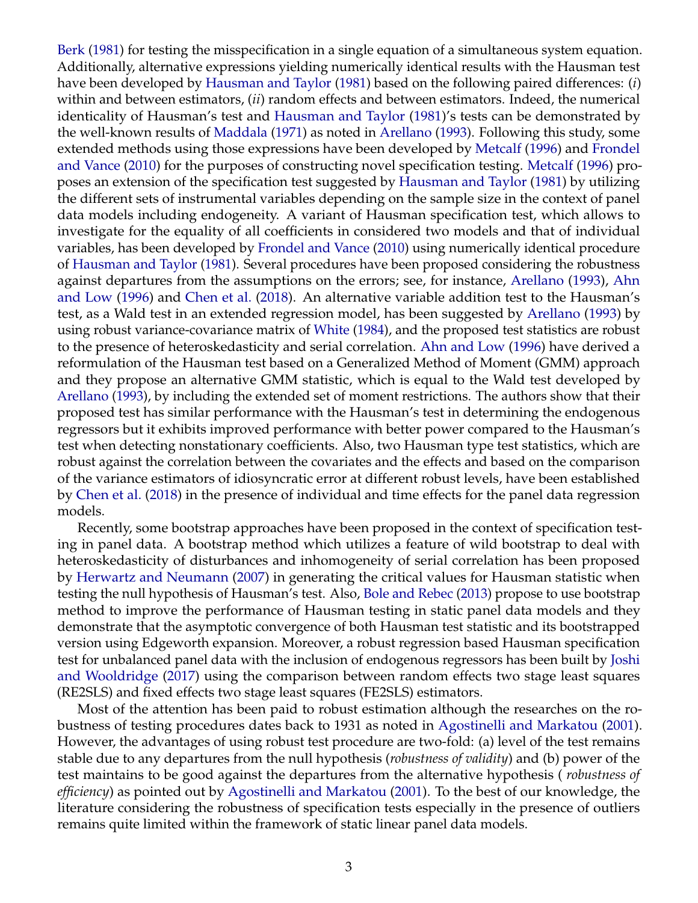Berk (1981) for testing the misspecification in a single equation of a simultaneous system equation. Additionally, alternative expressions yielding numerically identical results with the Hausman test have been developed by Hausman and Taylor (1981) based on the following paired differences: (*i*) within and between estimators, (*ii*) random effects and between estimators. Indeed, the numerical identicality of Hausman's test and Hausman and Taylor (1981)'s tests can be demonstrated by the well-known results of Maddala (1971) as noted in Arellano (1993). Following this study, some extended methods using those expressions have been developed by Metcalf (1996) and Frondel and Vance (2010) for the purposes of constructing novel specification testing. Metcalf (1996) proposes an extension of the specification test suggested by Hausman and Taylor (1981) by utilizing the different sets of instrumental variables depending on the sample size in the context of panel data models including endogeneity. A variant of Hausman specification test, which allows to investigate for the equality of all coefficients in considered two models and that of individual variables, has been developed by Frondel and Vance (2010) using numerically identical procedure of Hausman and Taylor (1981). Several procedures have been proposed considering the robustness against departures from the assumptions on the errors; see, for instance, Arellano (1993), Ahn and Low (1996) and Chen et al. (2018). An alternative variable addition test to the Hausman's test, as a Wald test in an extended regression model, has been suggested by Arellano (1993) by using robust variance-covariance matrix of White (1984), and the proposed test statistics are robust to the presence of heteroskedasticity and serial correlation. Ahn and Low (1996) have derived a reformulation of the Hausman test based on a Generalized Method of Moment (GMM) approach and they propose an alternative GMM statistic, which is equal to the Wald test developed by Arellano (1993), by including the extended set of moment restrictions. The authors show that their proposed test has similar performance with the Hausman's test in determining the endogenous regressors but it exhibits improved performance with better power compared to the Hausman's test when detecting nonstationary coefficients. Also, two Hausman type test statistics, which are robust against the correlation between the covariates and the effects and based on the comparison of the variance estimators of idiosyncratic error at different robust levels, have been established by Chen et al. (2018) in the presence of individual and time effects for the panel data regression models.

Recently, some bootstrap approaches have been proposed in the context of specification testing in panel data. A bootstrap method which utilizes a feature of wild bootstrap to deal with heteroskedasticity of disturbances and inhomogeneity of serial correlation has been proposed by Herwartz and Neumann (2007) in generating the critical values for Hausman statistic when testing the null hypothesis of Hausman's test. Also, Bole and Rebec (2013) propose to use bootstrap method to improve the performance of Hausman testing in static panel data models and they demonstrate that the asymptotic convergence of both Hausman test statistic and its bootstrapped version using Edgeworth expansion. Moreover, a robust regression based Hausman specification test for unbalanced panel data with the inclusion of endogenous regressors has been built by Joshi and Wooldridge (2017) using the comparison between random effects two stage least squares (RE2SLS) and fixed effects two stage least squares (FE2SLS) estimators.

Most of the attention has been paid to robust estimation although the researches on the robustness of testing procedures dates back to 1931 as noted in Agostinelli and Markatou (2001). However, the advantages of using robust test procedure are two-fold: (a) level of the test remains stable due to any departures from the null hypothesis (*robustness of validity*) and (b) power of the test maintains to be good against the departures from the alternative hypothesis ( *robustness of efficiency*) as pointed out by Agostinelli and Markatou (2001). To the best of our knowledge, the literature considering the robustness of specification tests especially in the presence of outliers remains quite limited within the framework of static linear panel data models.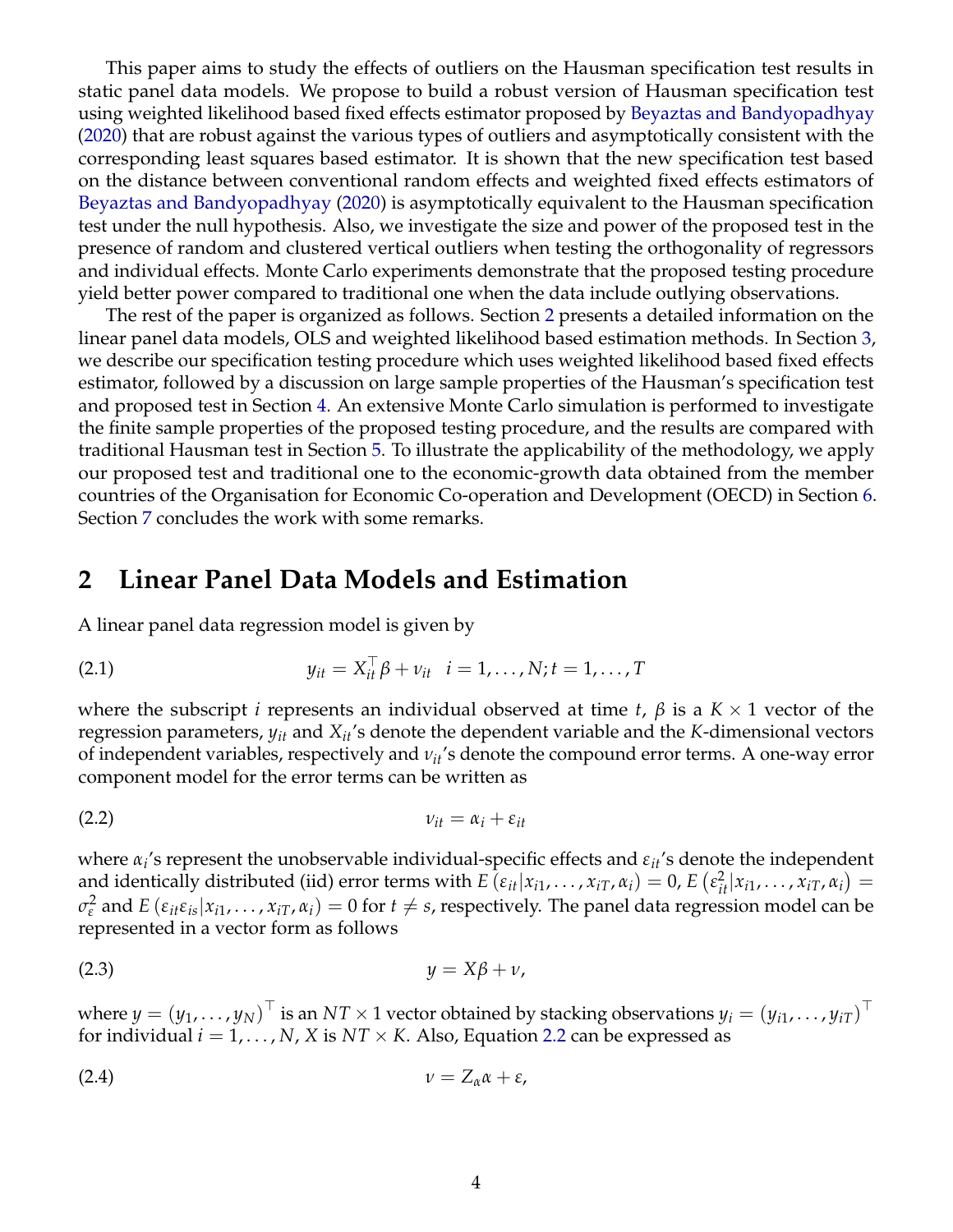This paper aims to study the effects of outliers on the Hausman specification test results in static panel data models. We propose to build a robust version of Hausman specification test using weighted likelihood based fixed effects estimator proposed by Beyaztas and Bandyopadhyay (2020) that are robust against the various types of outliers and asymptotically consistent with the corresponding least squares based estimator. It is shown that the new specification test based on the distance between conventional random effects and weighted fixed effects estimators of Beyaztas and Bandyopadhyay (2020) is asymptotically equivalent to the Hausman specification test under the null hypothesis. Also, we investigate the size and power of the proposed test in the presence of random and clustered vertical outliers when testing the orthogonality of regressors and individual effects. Monte Carlo experiments demonstrate that the proposed testing procedure yield better power compared to traditional one when the data include outlying observations.

The rest of the paper is organized as follows. Section 2 presents a detailed information on the linear panel data models, OLS and weighted likelihood based estimation methods. In Section 3, we describe our specification testing procedure which uses weighted likelihood based fixed effects estimator, followed by a discussion on large sample properties of the Hausman's specification test and proposed test in Section 4. An extensive Monte Carlo simulation is performed to investigate the finite sample properties of the proposed testing procedure, and the results are compared with traditional Hausman test in Section 5. To illustrate the applicability of the methodology, we apply our proposed test and traditional one to the economic-growth data obtained from the member countries of the Organisation for Economic Co-operation and Development (OECD) in Section 6. Section 7 concludes the work with some remarks.

## 2 Linear Panel Data Models and Estimation

A linear panel data regression model is given by

$$y_{it} = X_{it}^{\top}\beta + \nu_{it} \quad i = 1, \ldots, N; t = 1, \ldots, T \tag{2.1}$$

where the subscript $i$ represents an individual observed at time $t$, $\beta$ is a $K \times 1$ vector of the regression parameters, $y_{it}$ and $X_{it}$'s denote the dependent variable and the $K$-dimensional vectors of independent variables, respectively and $\nu_{it}$'s denote the compound error terms. A one-way error component model for the error terms can be written as

$$\nu_{it} = \alpha_i + \varepsilon_{it} \tag{2.2}$$

where $\alpha_i$'s represent the unobservable individual-specific effects and $\varepsilon_{it}$'s denote the independent and identically distributed (iid) error terms with $E\left(\varepsilon_{it}|x_{i1}, \ldots, x_{iT}, \alpha_i\right) = 0$, $E\left(\varepsilon_{it}^2|x_{i1}, \ldots, x_{iT}, \alpha_i\right) = \sigma_{\varepsilon}^2$ and $E\left(\varepsilon_{it}\varepsilon_{is}|x_{i1}, \ldots, x_{iT}, \alpha_i\right) = 0$ for $t \neq s$, respectively. The panel data regression model can be represented in a vector form as follows

$$y = X\beta + \nu, \tag{2.3}$$

where $y = \left(y_1, \ldots, y_N\right)^{\top}$ is an $NT \times 1$ vector obtained by stacking observations $y_i = \left(y_{i1}, \ldots, y_{iT}\right)^{\top}$ for individual $i = 1, \ldots, N$, $X$ is $NT \times K$. Also, Equation 2.2 can be expressed as

$$\nu = Z_{\alpha}\alpha + \varepsilon, \tag{2.4}$$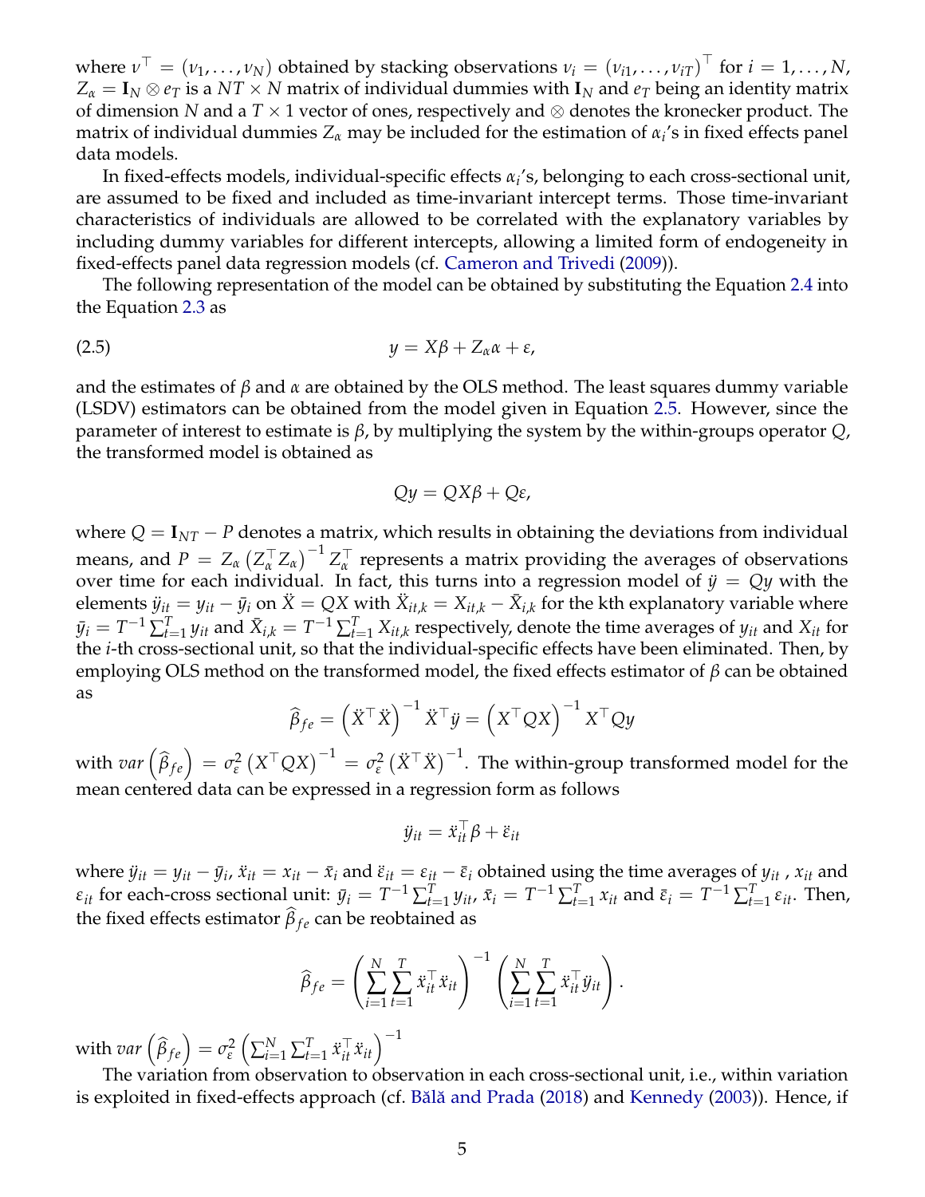where $\nu^\top = (\nu_1, \ldots, \nu_N)$ obtained by stacking observations $\nu_i = (\nu_{i1}, \ldots, \nu_{iT})^\top$ for $i = 1, \ldots, N$, $Z_\alpha = \mathbf{I}_N \otimes e_T$ is a $NT \times N$ matrix of individual dummies with $\mathbf{I}_N$ and $e_T$ being an identity matrix of dimension $N$ and a $T \times 1$ vector of ones, respectively and $\otimes$ denotes the kronecker product. The matrix of individual dummies $Z_\alpha$ may be included for the estimation of $\alpha_i$'s in fixed effects panel data models.

In fixed-effects models, individual-specific effects $\alpha_i$'s, belonging to each cross-sectional unit, are assumed to be fixed and included as time-invariant intercept terms. Those time-invariant characteristics of individuals are allowed to be correlated with the explanatory variables by including dummy variables for different intercepts, allowing a limited form of endogeneity in fixed-effects panel data regression models (cf. Cameron and Trivedi (2009)).

The following representation of the model can be obtained by substituting the Equation 2.4 into the Equation 2.3 as

$$y = X\beta + Z_\alpha \alpha + \varepsilon, \tag{2.5}$$

and the estimates of $\beta$ and $\alpha$ are obtained by the OLS method. The least squares dummy variable (LSDV) estimators can be obtained from the model given in Equation 2.5. However, since the parameter of interest to estimate is $\beta$, by multiplying the system by the within-groups operator $Q$, the transformed model is obtained as

$$Qy = QX\beta + Q\varepsilon,$$

where $Q = \mathbf{I}_{NT} - P$ denotes a matrix, which results in obtaining the deviations from individual means, and $P = Z_\alpha \left(Z_\alpha^\top Z_\alpha\right)^{-1} Z_\alpha^\top$ represents a matrix providing the averages of observations over time for each individual. In fact, this turns into a regression model of $\ddot{y} = Qy$ with the elements $\ddot{y}_{it} = y_{it} - \bar{y}_i$ on $\ddot{X} = QX$ with $\ddot{X}_{it,k} = X_{it,k} - \bar{X}_{i,k}$ for the kth explanatory variable where $\bar{y}_i = T^{-1}\sum_{t=1}^{T} y_{it}$ and $\bar{X}_{i,k} = T^{-1}\sum_{t=1}^{T} X_{it,k}$ respectively, denote the time averages of $y_{it}$ and $X_{it}$ for the $i$-th cross-sectional unit, so that the individual-specific effects have been eliminated. Then, by employing OLS method on the transformed model, the fixed effects estimator of $\beta$ can be obtained as

$$\widehat{\beta}_{fe} = \left(\ddot{X}^\top \ddot{X}\right)^{-1} \ddot{X}^\top \ddot{y} = \left(X^\top Q X\right)^{-1} X^\top Q y$$

with $var\left(\widehat{\beta}_{fe}\right) = \sigma_\varepsilon^2 \left(X^\top Q X\right)^{-1} = \sigma_\varepsilon^2 \left(\ddot{X}^\top \ddot{X}\right)^{-1}$. The within-group transformed model for the mean centered data can be expressed in a regression form as follows

$$\ddot{y}_{it} = \ddot{x}_{it}^\top \beta + \ddot{\varepsilon}_{it}$$

where $\ddot{y}_{it} = y_{it} - \bar{y}_i$, $\ddot{x}_{it} = x_{it} - \bar{x}_i$ and $\ddot{\varepsilon}_{it} = \varepsilon_{it} - \bar{\varepsilon}_i$ obtained using the time averages of $y_{it}$ , $x_{it}$ and $\varepsilon_{it}$ for each-cross sectional unit: $\bar{y}_i = T^{-1}\sum_{t=1}^{T} y_{it}$, $\bar{x}_i = T^{-1}\sum_{t=1}^{T} x_{it}$ and $\bar{\varepsilon}_i = T^{-1}\sum_{t=1}^{T} \varepsilon_{it}$. Then, the fixed effects estimator $\widehat{\beta}_{fe}$ can be reobtained as

$$\widehat{\beta}_{fe} = \left(\sum_{i=1}^{N}\sum_{t=1}^{T} \ddot{x}_{it}^\top \ddot{x}_{it}\right)^{-1} \left(\sum_{i=1}^{N}\sum_{t=1}^{T} \ddot{x}_{it}^\top \ddot{y}_{it}\right).$$

with $var\left(\widehat{\beta}_{fe}\right) = \sigma_\varepsilon^2 \left(\sum_{i=1}^{N}\sum_{t=1}^{T} \ddot{x}_{it}^\top \ddot{x}_{it}\right)^{-1}$

The variation from observation to observation in each cross-sectional unit, i.e., within variation is exploited in fixed-effects approach (cf. Bălă and Prada (2018) and Kennedy (2003)). Hence, if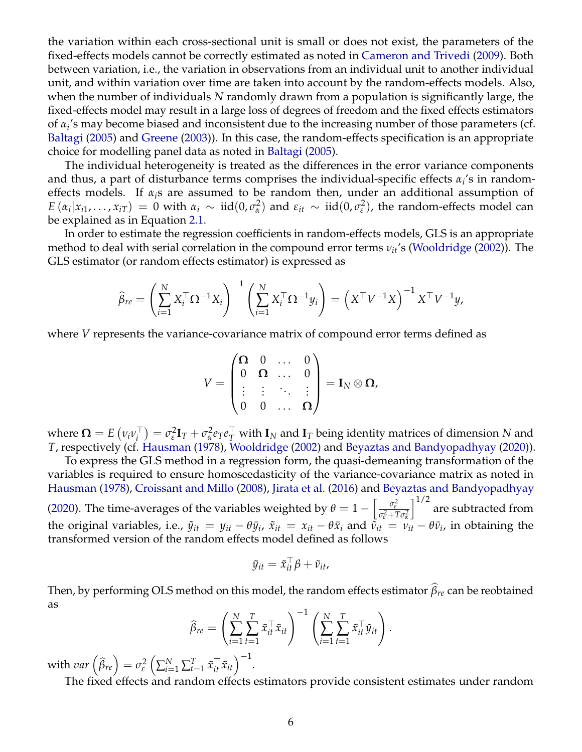the variation within each cross-sectional unit is small or does not exist, the parameters of the fixed-effects models cannot be correctly estimated as noted in Cameron and Trivedi (2009). Both between variation, i.e., the variation in observations from an individual unit to another individual unit, and within variation over time are taken into account by the random-effects models. Also, when the number of individuals $N$ randomly drawn from a population is significantly large, the fixed-effects model may result in a large loss of degrees of freedom and the fixed effects estimators of $\alpha_i$'s may become biased and inconsistent due to the increasing number of those parameters (cf. Baltagi (2005) and Greene (2003)). In this case, the random-effects specification is an appropriate choice for modelling panel data as noted in Baltagi (2005).

The individual heterogeneity is treated as the differences in the error variance components and thus, a part of disturbance terms comprises the individual-specific effects $\alpha_i$'s in random-effects models. If $\alpha_i$s are assumed to be random then, under an additional assumption of $E(\alpha_i | x_{i1}, \ldots, x_{iT}) = 0$ with $\alpha_i \sim \text{iid}(0, \sigma_\alpha^2)$ and $\varepsilon_{it} \sim \text{iid}(0, \sigma_\varepsilon^2)$, the random-effects model can be explained as in Equation 2.1.

In order to estimate the regression coefficients in random-effects models, GLS is an appropriate method to deal with serial correlation in the compound error terms $\nu_{it}$'s (Wooldridge (2002)). The GLS estimator (or random effects estimator) is expressed as

$$\widehat{\beta}_{re} = \left( \sum_{i=1}^{N} X_i^\top \Omega^{-1} X_i \right)^{-1} \left( \sum_{i=1}^{N} X_i^\top \Omega^{-1} y_i \right) = \left( X^\top V^{-1} X \right)^{-1} X^\top V^{-1} y,$$

where $V$ represents the variance-covariance matrix of compound error terms defined as

$$V = \begin{pmatrix} \mathbf{\Omega} & 0 & \ldots & 0 \\ 0 & \mathbf{\Omega} & \ldots & 0 \\ \vdots & \vdots & \ddots & \vdots \\ 0 & 0 & \ldots & \mathbf{\Omega} \end{pmatrix} = \mathbf{I}_N \otimes \mathbf{\Omega},$$

where $\mathbf{\Omega} = E\left(\nu_i \nu_i^\top\right) = \sigma_\varepsilon^2 \mathbf{I}_T + \sigma_\alpha^2 e_T e_T^\top$ with $\mathbf{I}_N$ and $\mathbf{I}_T$ being identity matrices of dimension $N$ and $T$, respectively (cf. Hausman (1978), Wooldridge (2002) and Beyaztas and Bandyopadhyay (2020)).

To express the GLS method in a regression form, the quasi-demeaning transformation of the variables is required to ensure homoscedasticity of the variance-covariance matrix as noted in Hausman (1978), Croissant and Millo (2008), Jirata et al. (2016) and Beyaztas and Bandyopadhyay (2020). The time-averages of the variables weighted by $\theta = 1 - \left[ \frac{\sigma_\varepsilon^2}{\sigma_\varepsilon^2 + T\sigma_\alpha^2} \right]^{1/2}$ are subtracted from the original variables, i.e., $\tilde{y}_{it} = y_{it} - \theta \bar{y}_i$, $\tilde{x}_{it} = x_{it} - \theta \bar{x}_i$ and $\tilde{\nu}_{it} = \nu_{it} - \theta \bar{\nu}_i$, in obtaining the transformed version of the random effects model defined as follows

$$\tilde{y}_{it} = \tilde{x}_{it}^\top \beta + \tilde{\nu}_{it},$$

Then, by performing OLS method on this model, the random effects estimator $\widehat{\beta}_{re}$ can be reobtained as

$$\widehat{\beta}_{re} = \left( \sum_{i=1}^{N} \sum_{t=1}^{T} \tilde{x}_{it}^\top \tilde{x}_{it} \right)^{-1} \left( \sum_{i=1}^{N} \sum_{t=1}^{T} \tilde{x}_{it}^\top \tilde{y}_{it} \right).$$

with $var\left(\widehat{\beta}_{re}\right) = \sigma_\varepsilon^2 \left( \sum_{i=1}^{N} \sum_{t=1}^{T} \tilde{x}_{it}^\top \tilde{x}_{it} \right)^{-1}$.

The fixed effects and random effects estimators provide consistent estimates under random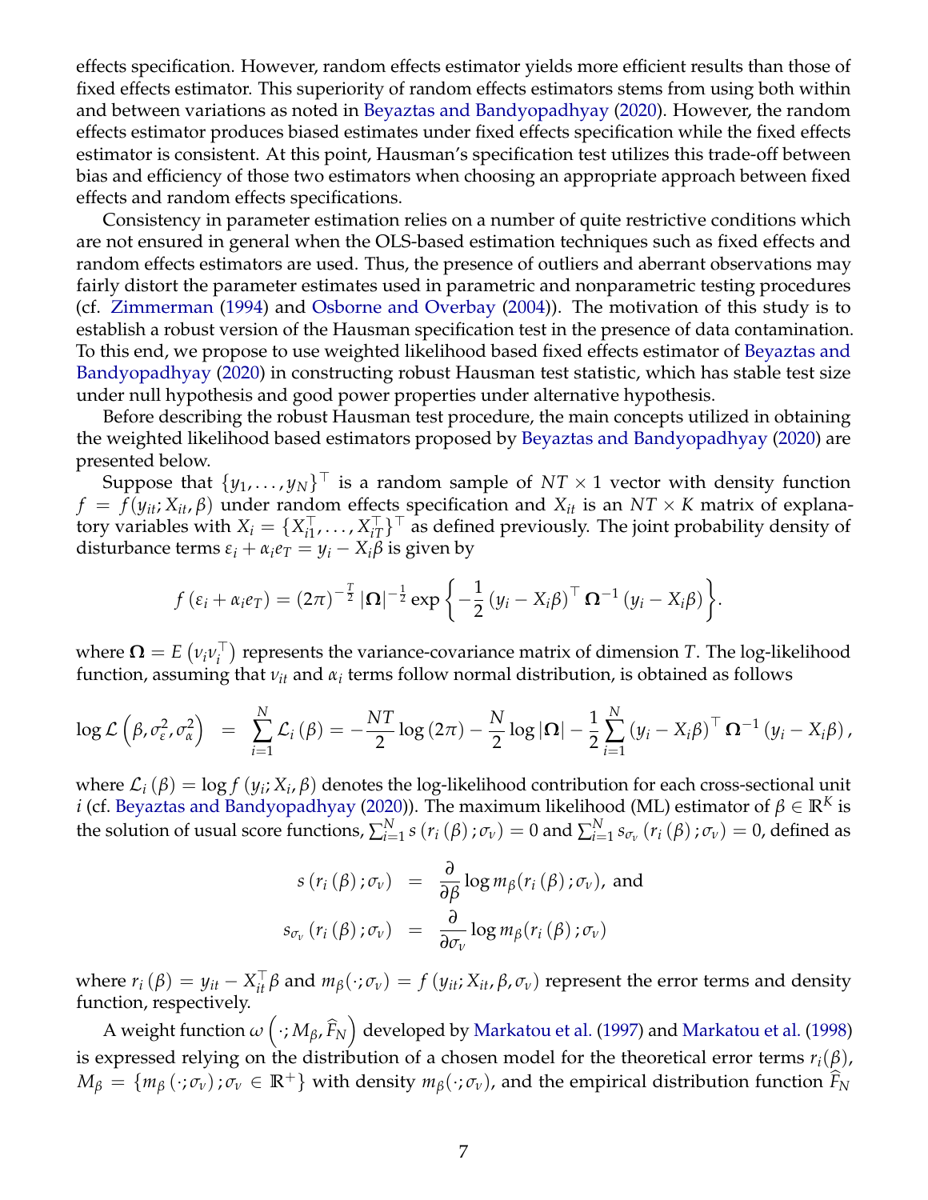effects specification. However, random effects estimator yields more efficient results than those of fixed effects estimator. This superiority of random effects estimators stems from using both within and between variations as noted in Beyaztas and Bandyopadhyay (2020). However, the random effects estimator produces biased estimates under fixed effects specification while the fixed effects estimator is consistent. At this point, Hausman's specification test utilizes this trade-off between bias and efficiency of those two estimators when choosing an appropriate approach between fixed effects and random effects specifications.

Consistency in parameter estimation relies on a number of quite restrictive conditions which are not ensured in general when the OLS-based estimation techniques such as fixed effects and random effects estimators are used. Thus, the presence of outliers and aberrant observations may fairly distort the parameter estimates used in parametric and nonparametric testing procedures (cf. Zimmerman (1994) and Osborne and Overbay (2004)). The motivation of this study is to establish a robust version of the Hausman specification test in the presence of data contamination. To this end, we propose to use weighted likelihood based fixed effects estimator of Beyaztas and Bandyopadhyay (2020) in constructing robust Hausman test statistic, which has stable test size under null hypothesis and good power properties under alternative hypothesis.

Before describing the robust Hausman test procedure, the main concepts utilized in obtaining the weighted likelihood based estimators proposed by Beyaztas and Bandyopadhyay (2020) are presented below.

Suppose that $\{y_1, \ldots, y_N\}^\top$ is a random sample of $NT \times 1$ vector with density function $f = f(y_{it}; X_{it}, \beta)$ under random effects specification and $X_{it}$ is an $NT \times K$ matrix of explanatory variables with $X_i = \{X_{i1}^\top, \ldots, X_{iT}^\top\}^\top$ as defined previously. The joint probability density of disturbance terms $\varepsilon_i + \alpha_i e_T = y_i - X_i\beta$ is given by

$$f\left(\varepsilon_i + \alpha_i e_T\right) = (2\pi)^{-\frac{T}{2}} \left|\mathbf{\Omega}\right|^{-\frac{1}{2}} \exp\left\{-\frac{1}{2}\left(y_i - X_i\beta\right)^\top \mathbf{\Omega}^{-1}\left(y_i - X_i\beta\right)\right\}.$$

where $\mathbf{\Omega} = E\left(\nu_i \nu_i^\top\right)$ represents the variance-covariance matrix of dimension $T$. The log-likelihood function, assuming that $\nu_{it}$ and $\alpha_i$ terms follow normal distribution, is obtained as follows

$$\log \mathcal{L}\left(\beta, \sigma_\varepsilon^2, \sigma_\alpha^2\right) = \sum_{i=1}^{N} \mathcal{L}_i\left(\beta\right) = -\frac{NT}{2}\log\left(2\pi\right) - \frac{N}{2}\log\left|\mathbf{\Omega}\right| - \frac{1}{2}\sum_{i=1}^{N}\left(y_i - X_i\beta\right)^\top \mathbf{\Omega}^{-1}\left(y_i - X_i\beta\right),$$

where $\mathcal{L}_i(\beta) = \log f(y_i; X_i, \beta)$ denotes the log-likelihood contribution for each cross-sectional unit $i$ (cf. Beyaztas and Bandyopadhyay (2020)). The maximum likelihood (ML) estimator of $\beta \in \mathbb{R}^K$ is the solution of usual score functions, $\sum_{i=1}^{N} s\left(r_i(\beta); \sigma_\nu\right) = 0$ and $\sum_{i=1}^{N} s_{\sigma_\nu}\left(r_i(\beta); \sigma_\nu\right) = 0$, defined as

$$\begin{aligned} s\left(r_i\left(\beta\right); \sigma_\nu\right) &= \frac{\partial}{\partial \beta} \log m_\beta(r_i\left(\beta\right); \sigma_\nu), \text{ and} \\ s_{\sigma_\nu}\left(r_i\left(\beta\right); \sigma_\nu\right) &= \frac{\partial}{\partial \sigma_\nu} \log m_\beta(r_i\left(\beta\right); \sigma_\nu) \end{aligned}$$

where $r_i(\beta) = y_{it} - X_{it}^\top \beta$ and $m_\beta(\cdot; \sigma_\nu) = f(y_{it}; X_{it}, \beta, \sigma_\nu)$ represent the error terms and density function, respectively.

A weight function $\omega\left(\cdot; M_\beta, \widehat{F}_N\right)$ developed by Markatou et al. (1997) and Markatou et al. (1998) is expressed relying on the distribution of a chosen model for the theoretical error terms $r_i(\beta)$, $M_\beta = \{m_\beta(\cdot; \sigma_\nu); \sigma_\nu \in \mathbb{R}^+\}$ with density $m_\beta(\cdot; \sigma_\nu)$, and the empirical distribution function $\widehat{F}_N$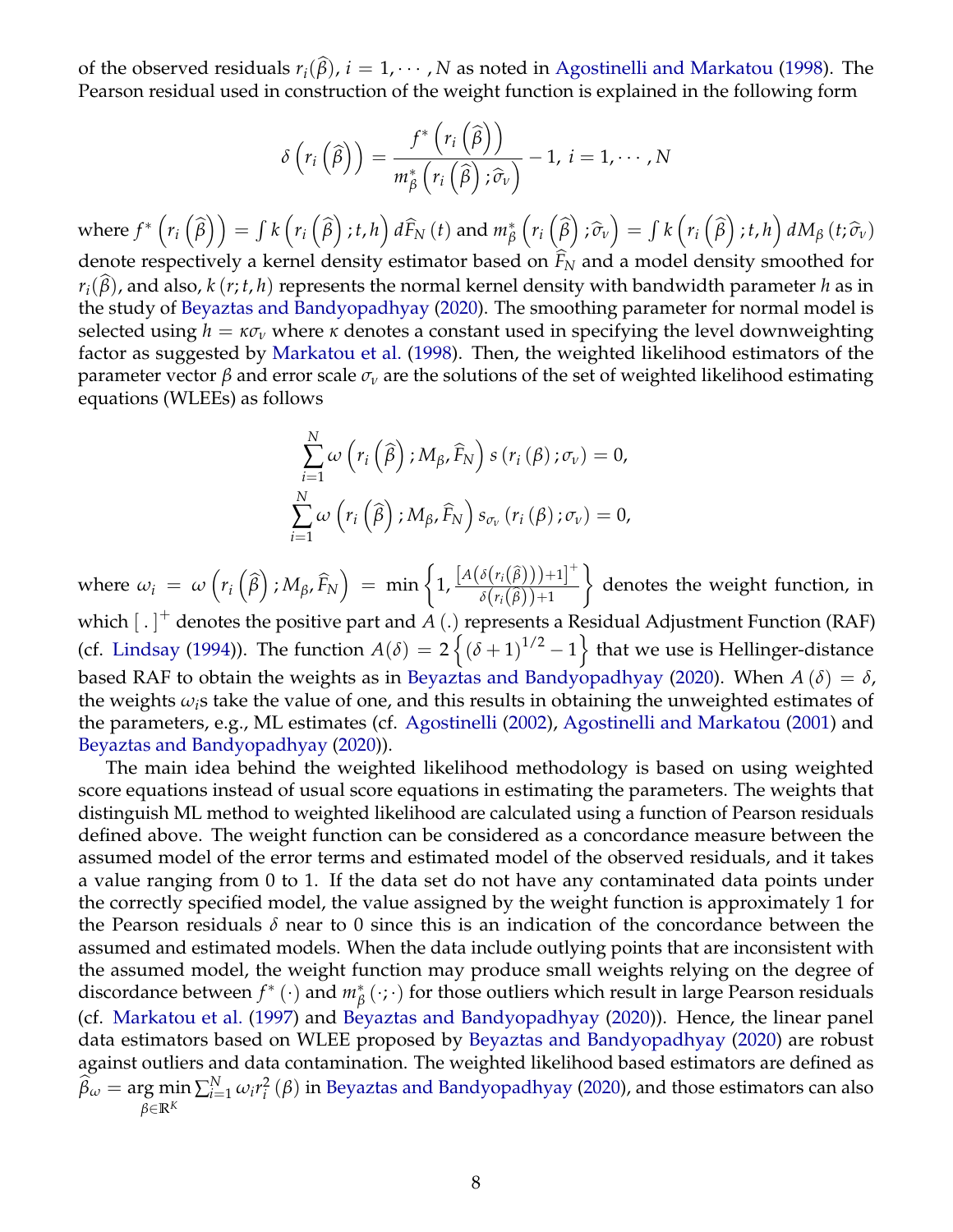of the observed residuals $r_i(\widehat{\beta})$, $i = 1, \cdots, N$ as noted in Agostinelli and Markatou (1998). The Pearson residual used in construction of the weight function is explained in the following form

$$\delta\left(r_i\left(\widehat{\beta}\right)\right) = \frac{f^*\left(r_i\left(\widehat{\beta}\right)\right)}{m^*_\beta\left(r_i\left(\widehat{\beta}\right); \widehat{\sigma}_\nu\right)} - 1,\ i = 1, \cdots, N$$

where $f^*\left(r_i\left(\widehat{\beta}\right)\right) = \int k\left(r_i\left(\widehat{\beta}\right); t, h\right) d\widehat{F}_N(t)$ and $m^*_\beta\left(r_i\left(\widehat{\beta}\right); \widehat{\sigma}_\nu\right) = \int k\left(r_i\left(\widehat{\beta}\right); t, h\right) dM_\beta\left(t; \widehat{\sigma}_\nu\right)$ denote respectively a kernel density estimator based on $\widehat{F}_N$ and a model density smoothed for $r_i(\widehat{\beta})$, and also, $k(r; t, h)$ represents the normal kernel density with bandwidth parameter $h$ as in the study of Beyaztas and Bandyopadhyay (2020). The smoothing parameter for normal model is selected using $h = \kappa\sigma_\nu$ where $\kappa$ denotes a constant used in specifying the level downweighting factor as suggested by Markatou et al. (1998). Then, the weighted likelihood estimators of the parameter vector $\beta$ and error scale $\sigma_\nu$ are the solutions of the set of weighted likelihood estimating equations (WLEEs) as follows

$$\sum_{i=1}^{N} \omega\left(r_i\left(\widehat{\beta}\right); M_\beta, \widehat{F}_N\right) s\left(r_i(\beta); \sigma_\nu\right) = 0,$$
$$\sum_{i=1}^{N} \omega\left(r_i\left(\widehat{\beta}\right); M_\beta, \widehat{F}_N\right) s_{\sigma_\nu}\left(r_i(\beta); \sigma_\nu\right) = 0,$$

where $\omega_i = \omega\left(r_i\left(\widehat{\beta}\right); M_\beta, \widehat{F}_N\right) = \min\left\{1, \frac{\left[A\left(\delta\left(r_i\left(\widehat{\beta}\right)\right)\right)+1\right]^+}{\delta\left(r_i\left(\widehat{\beta}\right)\right)+1}\right\}$ denotes the weight function, in which $[\,.\,]^+$ denotes the positive part and $A(.)$ represents a Residual Adjustment Function (RAF) (cf. Lindsay (1994)). The function $A(\delta) = 2\left\{(\delta+1)^{1/2} - 1\right\}$ that we use is Hellinger-distance based RAF to obtain the weights as in Beyaztas and Bandyopadhyay (2020). When $A(\delta) = \delta$, the weights $\omega_i$s take the value of one, and this results in obtaining the unweighted estimates of the parameters, e.g., ML estimates (cf. Agostinelli (2002), Agostinelli and Markatou (2001) and Beyaztas and Bandyopadhyay (2020)).

The main idea behind the weighted likelihood methodology is based on using weighted score equations instead of usual score equations in estimating the parameters. The weights that distinguish ML method to weighted likelihood are calculated using a function of Pearson residuals defined above. The weight function can be considered as a concordance measure between the assumed model of the error terms and estimated model of the observed residuals, and it takes a value ranging from 0 to 1. If the data set do not have any contaminated data points under the correctly specified model, the value assigned by the weight function is approximately 1 for the Pearson residuals $\delta$ near to 0 since this is an indication of the concordance between the assumed and estimated models. When the data include outlying points that are inconsistent with the assumed model, the weight function may produce small weights relying on the degree of discordance between $f^*(\cdot)$ and $m^*_\beta(\cdot;\cdot)$ for those outliers which result in large Pearson residuals (cf. Markatou et al. (1997) and Beyaztas and Bandyopadhyay (2020)). Hence, the linear panel data estimators based on WLEE proposed by Beyaztas and Bandyopadhyay (2020) are robust against outliers and data contamination. The weighted likelihood based estimators are defined as $\widehat{\beta}_\omega = \underset{\beta\in\mathbb{R}^K}{\arg\min} \sum_{i=1}^{N} \omega_i r_i^2(\beta)$ in Beyaztas and Bandyopadhyay (2020), and those estimators can also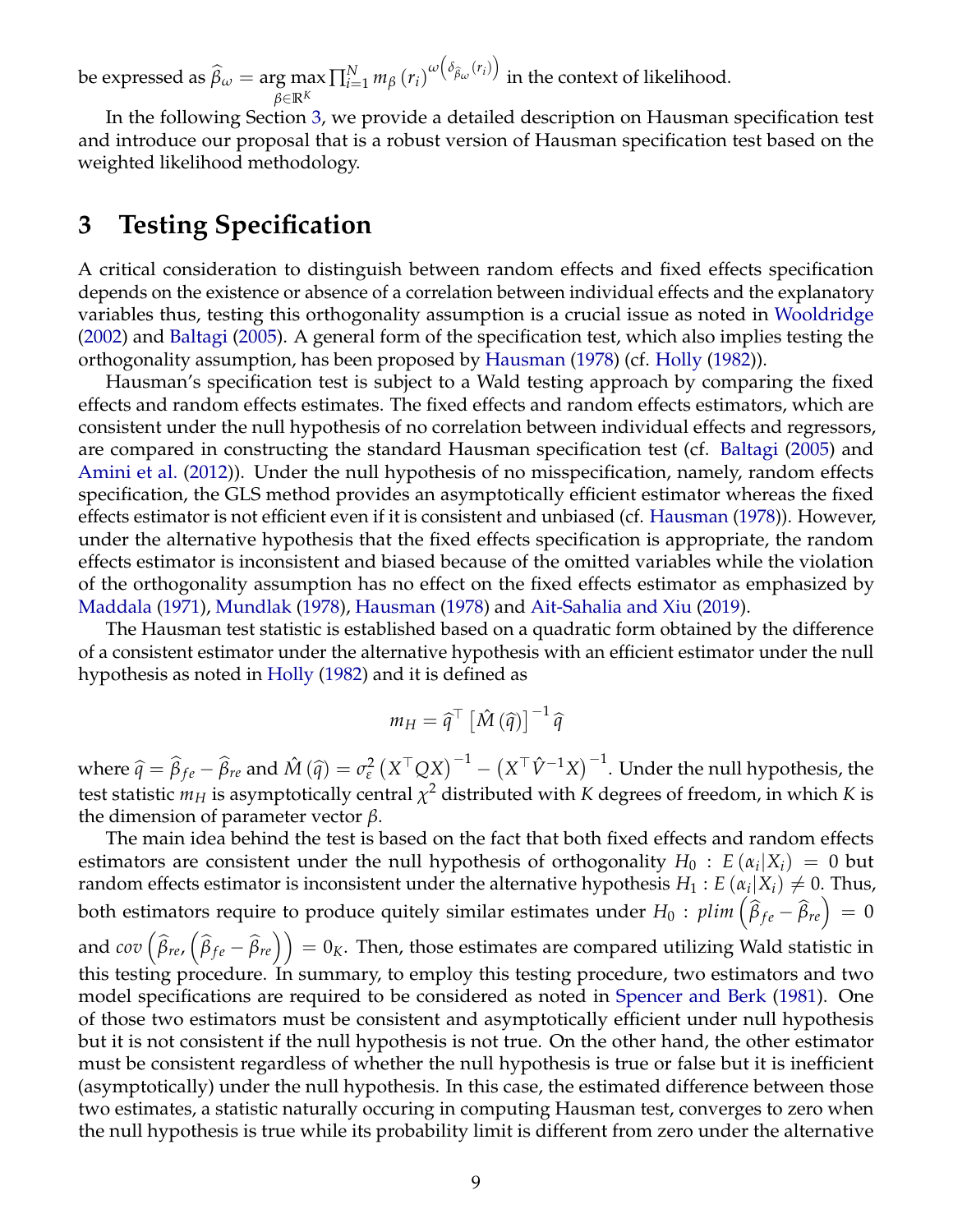be expressed as $\widehat{\beta}_{\omega} = \underset{\beta \in \mathbb{R}^K}{\arg\max} \prod_{i=1}^{N} m_{\beta}(r_i)^{\omega\left(\delta_{\widehat{\beta}_{\omega}}(r_i)\right)}$ in the context of likelihood.

In the following Section 3, we provide a detailed description on Hausman specification test and introduce our proposal that is a robust version of Hausman specification test based on the weighted likelihood methodology.

# 3 Testing Specification

A critical consideration to distinguish between random effects and fixed effects specification depends on the existence or absence of a correlation between individual effects and the explanatory variables thus, testing this orthogonality assumption is a crucial issue as noted in Wooldridge (2002) and Baltagi (2005). A general form of the specification test, which also implies testing the orthogonality assumption, has been proposed by Hausman (1978) (cf. Holly (1982)).

Hausman's specification test is subject to a Wald testing approach by comparing the fixed effects and random effects estimates. The fixed effects and random effects estimators, which are consistent under the null hypothesis of no correlation between individual effects and regressors, are compared in constructing the standard Hausman specification test (cf. Baltagi (2005) and Amini et al. (2012)). Under the null hypothesis of no misspecification, namely, random effects specification, the GLS method provides an asymptotically efficient estimator whereas the fixed effects estimator is not efficient even if it is consistent and unbiased (cf. Hausman (1978)). However, under the alternative hypothesis that the fixed effects specification is appropriate, the random effects estimator is inconsistent and biased because of the omitted variables while the violation of the orthogonality assumption has no effect on the fixed effects estimator as emphasized by Maddala (1971), Mundlak (1978), Hausman (1978) and Ait-Sahalia and Xiu (2019).

The Hausman test statistic is established based on a quadratic form obtained by the difference of a consistent estimator under the alternative hypothesis with an efficient estimator under the null hypothesis as noted in Holly (1982) and it is defined as

$$m_H = \widehat{q}^{\top} \left[\hat{M}\left(\widehat{q}\right)\right]^{-1} \widehat{q}$$

where $\widehat{q} = \widehat{\beta}_{fe} - \widehat{\beta}_{re}$ and $\hat{M}\left(\widehat{q}\right) = \sigma_{\varepsilon}^2 \left(X^{\top} Q X\right)^{-1} - \left(X^{\top} \hat{V}^{-1} X\right)^{-1}$. Under the null hypothesis, the test statistic $m_H$ is asymptotically central $\chi^2$ distributed with $K$ degrees of freedom, in which $K$ is the dimension of parameter vector $\beta$.

The main idea behind the test is based on the fact that both fixed effects and random effects estimators are consistent under the null hypothesis of orthogonality $H_0 : E\left(\alpha_i | X_i\right) = 0$ but random effects estimator is inconsistent under the alternative hypothesis $H_1 : E\left(\alpha_i | X_i\right) \neq 0$. Thus, both estimators require to produce quitely similar estimates under $H_0 : plim\left(\widehat{\beta}_{fe} - \widehat{\beta}_{re}\right) = 0$ and $cov\left(\widehat{\beta}_{re}, \left(\widehat{\beta}_{fe} - \widehat{\beta}_{re}\right)\right) = 0_K$. Then, those estimates are compared utilizing Wald statistic in this testing procedure. In summary, to employ this testing procedure, two estimators and two model specifications are required to be considered as noted in Spencer and Berk (1981). One of those two estimators must be consistent and asymptotically efficient under null hypothesis but it is not consistent if the null hypothesis is not true. On the other hand, the other estimator must be consistent regardless of whether the null hypothesis is true or false but it is inefficient (asymptotically) under the null hypothesis. In this case, the estimated difference between those two estimates, a statistic naturally occuring in computing Hausman test, converges to zero when the null hypothesis is true while its probability limit is different from zero under the alternative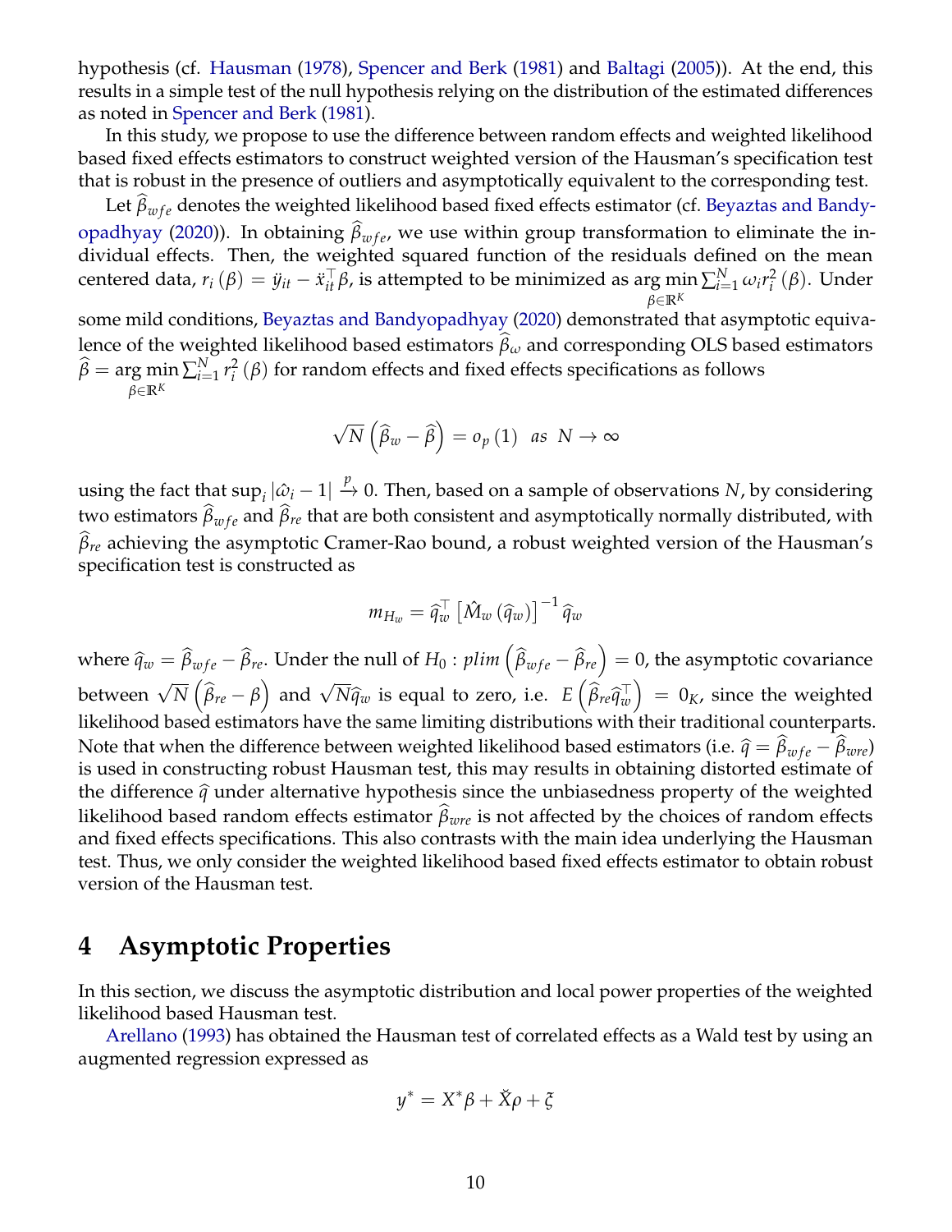hypothesis (cf. Hausman (1978), Spencer and Berk (1981) and Baltagi (2005)). At the end, this results in a simple test of the null hypothesis relying on the distribution of the estimated differences as noted in Spencer and Berk (1981).

In this study, we propose to use the difference between random effects and weighted likelihood based fixed effects estimators to construct weighted version of the Hausman's specification test that is robust in the presence of outliers and asymptotically equivalent to the corresponding test.

Let $\widehat{\beta}_{wfe}$ denotes the weighted likelihood based fixed effects estimator (cf. Beyaztas and Bandyopadhyay (2020)). In obtaining $\widehat{\beta}_{wfe}$, we use within group transformation to eliminate the individual effects. Then, the weighted squared function of the residuals defined on the mean centered data, $r_i(\beta) = \ddot{y}_{it} - \ddot{x}_{it}^\top \beta$, is attempted to be minimized as $\underset{\beta \in \mathbb{R}^K}{\arg\min} \sum_{i=1}^N \omega_i r_i^2(\beta)$. Under some mild conditions, Beyaztas and Bandyopadhyay (2020) demonstrated that asymptotic equivalence of the weighted likelihood based estimators $\widehat{\beta}_\omega$ and corresponding OLS based estimators $\widehat{\beta} = \underset{\beta \in \mathbb{R}^K}{\arg\min} \sum_{i=1}^N r_i^2(\beta)$ for random effects and fixed effects specifications as follows

$$\sqrt{N}\left(\widehat{\beta}_w - \widehat{\beta}\right) = o_p(1) \quad as \quad N \to \infty$$

using the fact that $\sup_i |\hat{\omega}_i - 1| \xrightarrow{p} 0$. Then, based on a sample of observations $N$, by considering two estimators $\widehat{\beta}_{wfe}$ and $\widehat{\beta}_{re}$ that are both consistent and asymptotically normally distributed, with $\widehat{\beta}_{re}$ achieving the asymptotic Cramer-Rao bound, a robust weighted version of the Hausman's specification test is constructed as

$$m_{H_w} = \widehat{q}_w^\top \left[\hat{M}_w(\widehat{q}_w)\right]^{-1} \widehat{q}_w$$

where $\widehat{q}_w = \widehat{\beta}_{wfe} - \widehat{\beta}_{re}$. Under the null of $H_0 : plim\left(\widehat{\beta}_{wfe} - \widehat{\beta}_{re}\right) = 0$, the asymptotic covariance between $\sqrt{N}\left(\widehat{\beta}_{re} - \beta\right)$ and $\sqrt{N}\widehat{q}_w$ is equal to zero, i.e. $E\left(\widehat{\beta}_{re}\widehat{q}_w^\top\right) = 0_K$, since the weighted likelihood based estimators have the same limiting distributions with their traditional counterparts. Note that when the difference between weighted likelihood based estimators (i.e. $\widehat{q} = \widehat{\beta}_{wfe} - \widehat{\beta}_{wre}$) is used in constructing robust Hausman test, this may results in obtaining distorted estimate of the difference $\widehat{q}$ under alternative hypothesis since the unbiasedness property of the weighted likelihood based random effects estimator $\widehat{\beta}_{wre}$ is not affected by the choices of random effects and fixed effects specifications. This also contrasts with the main idea underlying the Hausman test. Thus, we only consider the weighted likelihood based fixed effects estimator to obtain robust version of the Hausman test.

# 4 Asymptotic Properties

In this section, we discuss the asymptotic distribution and local power properties of the weighted likelihood based Hausman test.

Arellano (1993) has obtained the Hausman test of correlated effects as a Wald test by using an augmented regression expressed as

$$y^* = X^*\beta + \check{X}\rho + \xi$$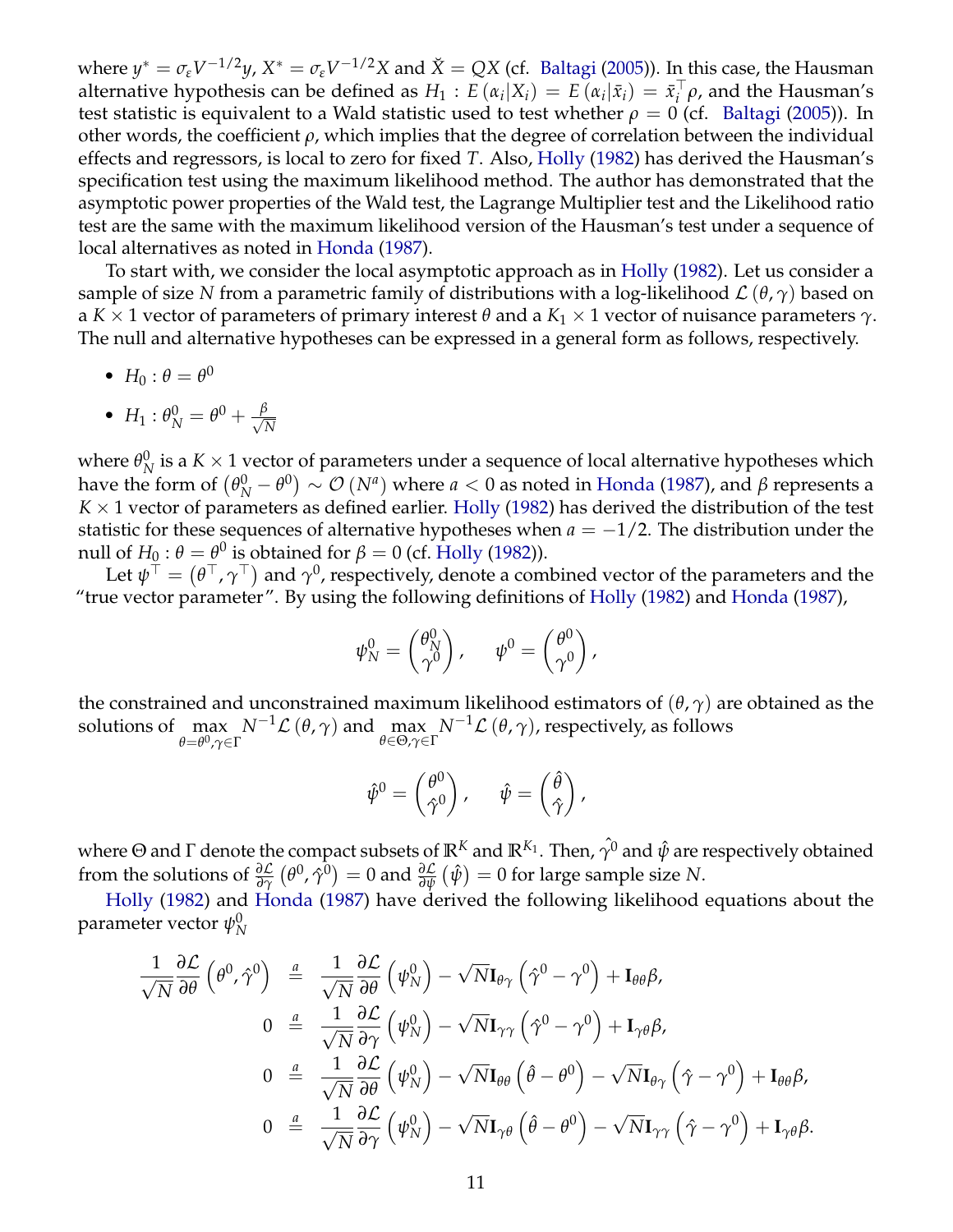where $y^* = \sigma_\varepsilon V^{-1/2} y$, $X^* = \sigma_\varepsilon V^{-1/2} X$ and $\check{X} = QX$ (cf. Baltagi (2005)). In this case, the Hausman alternative hypothesis can be defined as $H_1 : E(\alpha_i | X_i) = E(\alpha_i | \bar{x}_i) = \bar{x}_i^\top \rho$, and the Hausman's test statistic is equivalent to a Wald statistic used to test whether $\rho = 0$ (cf. Baltagi (2005)). In other words, the coefficient $\rho$, which implies that the degree of correlation between the individual effects and regressors, is local to zero for fixed $T$. Also, Holly (1982) has derived the Hausman's specification test using the maximum likelihood method. The author has demonstrated that the asymptotic power properties of the Wald test, the Lagrange Multiplier test and the Likelihood ratio test are the same with the maximum likelihood version of the Hausman's test under a sequence of local alternatives as noted in Honda (1987).

To start with, we consider the local asymptotic approach as in Holly (1982). Let us consider a sample of size $N$ from a parametric family of distributions with a log-likelihood $\mathcal{L}(\theta, \gamma)$ based on a $K \times 1$ vector of parameters of primary interest $\theta$ and a $K_1 \times 1$ vector of nuisance parameters $\gamma$. The null and alternative hypotheses can be expressed in a general form as follows, respectively.

- $H_0 : \theta = \theta^0$
- $H_1 : \theta_N^0 = \theta^0 + \frac{\beta}{\sqrt{N}}$

where $\theta_N^0$ is a $K \times 1$ vector of parameters under a sequence of local alternative hypotheses which have the form of $\left(\theta_N^0 - \theta^0\right) \sim \mathcal{O}(N^a)$ where $a < 0$ as noted in Honda (1987), and $\beta$ represents a $K \times 1$ vector of parameters as defined earlier. Holly (1982) has derived the distribution of the test statistic for these sequences of alternative hypotheses when $a = -1/2$. The distribution under the null of $H_0 : \theta = \theta^0$ is obtained for $\beta = 0$ (cf. Holly (1982)).

Let $\psi^\top = \left(\theta^\top, \gamma^\top\right)$ and $\gamma^0$, respectively, denote a combined vector of the parameters and the "true vector parameter". By using the following definitions of Holly (1982) and Honda (1987),

$$\psi_N^0 = \begin{pmatrix} \theta_N^0 \\ \gamma^0 \end{pmatrix}, \qquad \psi^0 = \begin{pmatrix} \theta^0 \\ \gamma^0 \end{pmatrix},$$

the constrained and unconstrained maximum likelihood estimators of $(\theta, \gamma)$ are obtained as the solutions of $\max\limits_{\theta = \theta^0, \gamma \in \Gamma} N^{-1} \mathcal{L}(\theta, \gamma)$ and $\max\limits_{\theta \in \Theta, \gamma \in \Gamma} N^{-1} \mathcal{L}(\theta, \gamma)$, respectively, as follows

$$\hat{\psi}^0 = \begin{pmatrix} \theta^0 \\ \hat{\gamma}^0 \end{pmatrix}, \qquad \hat{\psi} = \begin{pmatrix} \hat{\theta} \\ \hat{\gamma} \end{pmatrix},$$

where $\Theta$ and $\Gamma$ denote the compact subsets of $\mathbb{R}^K$ and $\mathbb{R}^{K_1}$. Then, $\hat{\gamma}^0$ and $\hat{\psi}$ are respectively obtained from the solutions of $\frac{\partial \mathcal{L}}{\partial \gamma}\left(\theta^0, \hat{\gamma}^0\right) = 0$ and $\frac{\partial \mathcal{L}}{\partial \psi}\left(\hat{\psi}\right) = 0$ for large sample size $N$.

Holly (1982) and Honda (1987) have derived the following likelihood equations about the parameter vector $\psi_N^0$

$$\begin{aligned}
\frac{1}{\sqrt{N}} \frac{\partial \mathcal{L}}{\partial \theta}\left(\theta^0, \hat{\gamma}^0\right) &\overset{a}{=} \frac{1}{\sqrt{N}} \frac{\partial \mathcal{L}}{\partial \theta}\left(\psi_N^0\right) - \sqrt{N} \mathbf{I}_{\theta\gamma}\left(\hat{\gamma}^0 - \gamma^0\right) + \mathbf{I}_{\theta\theta} \beta, \\
0 &\overset{a}{=} \frac{1}{\sqrt{N}} \frac{\partial \mathcal{L}}{\partial \gamma}\left(\psi_N^0\right) - \sqrt{N} \mathbf{I}_{\gamma\gamma}\left(\hat{\gamma}^0 - \gamma^0\right) + \mathbf{I}_{\gamma\theta} \beta, \\
0 &\overset{a}{=} \frac{1}{\sqrt{N}} \frac{\partial \mathcal{L}}{\partial \theta}\left(\psi_N^0\right) - \sqrt{N} \mathbf{I}_{\theta\theta}\left(\hat{\theta} - \theta^0\right) - \sqrt{N} \mathbf{I}_{\theta\gamma}\left(\hat{\gamma} - \gamma^0\right) + \mathbf{I}_{\theta\theta} \beta, \\
0 &\overset{a}{=} \frac{1}{\sqrt{N}} \frac{\partial \mathcal{L}}{\partial \gamma}\left(\psi_N^0\right) - \sqrt{N} \mathbf{I}_{\gamma\theta}\left(\hat{\theta} - \theta^0\right) - \sqrt{N} \mathbf{I}_{\gamma\gamma}\left(\hat{\gamma} - \gamma^0\right) + \mathbf{I}_{\gamma\theta} \beta.
\end{aligned}$$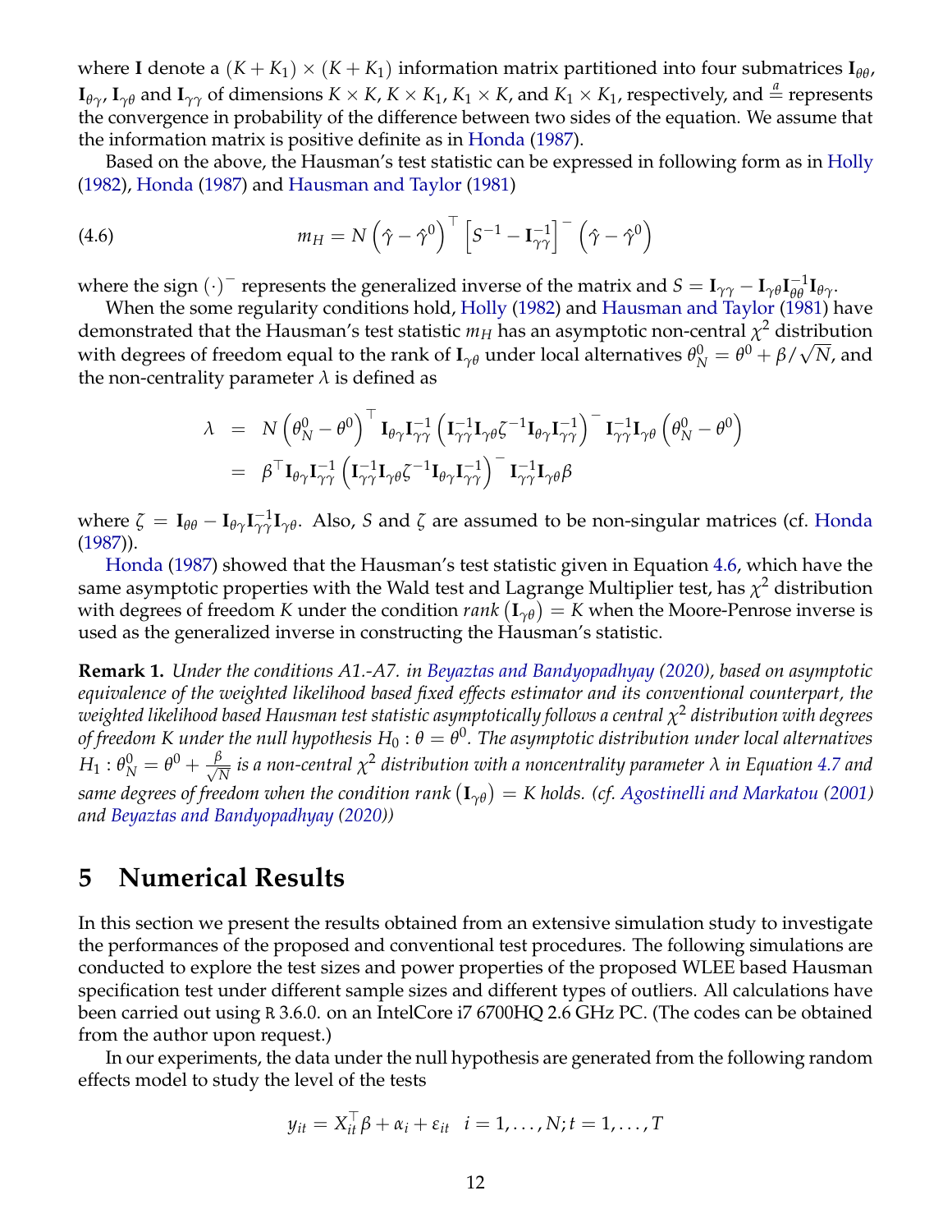where $\mathbf{I}$ denote a $(K+K_1)\times(K+K_1)$ information matrix partitioned into four submatrices $\mathbf{I}_{\theta\theta}$, $\mathbf{I}_{\theta\gamma}$, $\mathbf{I}_{\gamma\theta}$ and $\mathbf{I}_{\gamma\gamma}$ of dimensions $K\times K$, $K\times K_1$, $K_1\times K$, and $K_1\times K_1$, respectively, and $\stackrel{a}{=}$ represents the convergence in probability of the difference between two sides of the equation. We assume that the information matrix is positive definite as in Honda (1987).

Based on the above, the Hausman's test statistic can be expressed in following form as in Holly (1982), Honda (1987) and Hausman and Taylor (1981)

$$m_H = N\left(\hat{\gamma}-\hat{\gamma}^0\right)^\top \left[S^{-1}-\mathbf{I}_{\gamma\gamma}^{-1}\right]^- \left(\hat{\gamma}-\hat{\gamma}^0\right) \tag{4.6}$$

where the sign $(\cdot)^-$ represents the generalized inverse of the matrix and $S=\mathbf{I}_{\gamma\gamma}-\mathbf{I}_{\gamma\theta}\mathbf{I}_{\theta\theta}^{-1}\mathbf{I}_{\theta\gamma}$.

When the some regularity conditions hold, Holly (1982) and Hausman and Taylor (1981) have demonstrated that the Hausman's test statistic $m_H$ has an asymptotic non-central $\chi^2$ distribution with degrees of freedom equal to the rank of $\mathbf{I}_{\gamma\theta}$ under local alternatives $\theta_N^0=\theta^0+\beta/\sqrt{N}$, and the non-centrality parameter $\lambda$ is defined as

$$\begin{aligned}
\lambda &= N\left(\theta_N^0-\theta^0\right)^\top \mathbf{I}_{\theta\gamma}\mathbf{I}_{\gamma\gamma}^{-1}\left(\mathbf{I}_{\gamma\gamma}^{-1}\mathbf{I}_{\gamma\theta}\zeta^{-1}\mathbf{I}_{\theta\gamma}\mathbf{I}_{\gamma\gamma}^{-1}\right)^- \mathbf{I}_{\gamma\gamma}^{-1}\mathbf{I}_{\gamma\theta}\left(\theta_N^0-\theta^0\right) \\
&= \beta^\top \mathbf{I}_{\theta\gamma}\mathbf{I}_{\gamma\gamma}^{-1}\left(\mathbf{I}_{\gamma\gamma}^{-1}\mathbf{I}_{\gamma\theta}\zeta^{-1}\mathbf{I}_{\theta\gamma}\mathbf{I}_{\gamma\gamma}^{-1}\right)^- \mathbf{I}_{\gamma\gamma}^{-1}\mathbf{I}_{\gamma\theta}\beta
\end{aligned}$$

where $\zeta=\mathbf{I}_{\theta\theta}-\mathbf{I}_{\theta\gamma}\mathbf{I}_{\gamma\gamma}^{-1}\mathbf{I}_{\gamma\theta}$. Also, $S$ and $\zeta$ are assumed to be non-singular matrices (cf. Honda (1987)).

Honda (1987) showed that the Hausman's test statistic given in Equation 4.6, which have the same asymptotic properties with the Wald test and Lagrange Multiplier test, has $\chi^2$ distribution with degrees of freedom $K$ under the condition $rank\left(\mathbf{I}_{\gamma\theta}\right)=K$ when the Moore-Penrose inverse is used as the generalized inverse in constructing the Hausman's statistic.

**Remark 1.** *Under the conditions A1.-A7. in Beyaztas and Bandyopadhyay (2020), based on asymptotic equivalence of the weighted likelihood based fixed effects estimator and its conventional counterpart, the weighted likelihood based Hausman test statistic asymptotically follows a central $\chi^2$ distribution with degrees of freedom $K$ under the null hypothesis $H_0:\theta=\theta^0$. The asymptotic distribution under local alternatives $H_1:\theta_N^0=\theta^0+\frac{\beta}{\sqrt{N}}$ is a non-central $\chi^2$ distribution with a noncentrality parameter $\lambda$ in Equation 4.7 and same degrees of freedom when the condition $rank\left(\mathbf{I}_{\gamma\theta}\right)=K$ holds. (cf. Agostinelli and Markatou (2001) and Beyaztas and Bandyopadhyay (2020))*

## 5 Numerical Results

In this section we present the results obtained from an extensive simulation study to investigate the performances of the proposed and conventional test procedures. The following simulations are conducted to explore the test sizes and power properties of the proposed WLEE based Hausman specification test under different sample sizes and different types of outliers. All calculations have been carried out using `R` 3.6.0. on an IntelCore i7 6700HQ 2.6 GHz PC. (The codes can be obtained from the author upon request.)

In our experiments, the data under the null hypothesis are generated from the following random effects model to study the level of the tests

$$y_{it}=X_{it}^\top\beta+\alpha_i+\varepsilon_{it} \quad i=1,\ldots,N; t=1,\ldots,T$$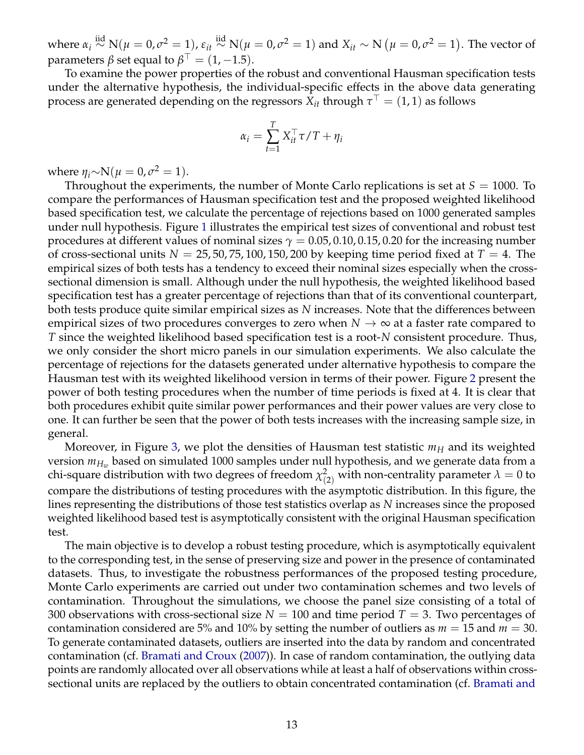where $\alpha_i \overset{\text{iid}}{\sim} \text{N}(\mu = 0, \sigma^2 = 1)$, $\varepsilon_{it} \overset{\text{iid}}{\sim} \text{N}(\mu = 0, \sigma^2 = 1)$ and $X_{it} \sim \text{N}\left(\mu = 0, \sigma^2 = 1\right)$. The vector of parameters $\beta$ set equal to $\beta^\top = (1, -1.5)$.

To examine the power properties of the robust and conventional Hausman specification tests under the alternative hypothesis, the individual-specific effects in the above data generating process are generated depending on the regressors $X_{it}$ through $\tau^\top = (1, 1)$ as follows

$$\alpha_i = \sum_{t=1}^{T} X_{it}^\top \tau / T + \eta_i$$

where $\eta_i \sim \text{N}(\mu = 0, \sigma^2 = 1)$.

Throughout the experiments, the number of Monte Carlo replications is set at $S = 1000$. To compare the performances of Hausman specification test and the proposed weighted likelihood based specification test, we calculate the percentage of rejections based on 1000 generated samples under null hypothesis. Figure 1 illustrates the empirical test sizes of conventional and robust test procedures at different values of nominal sizes $\gamma = 0.05, 0.10, 0.15, 0.20$ for the increasing number of cross-sectional units $N = 25, 50, 75, 100, 150, 200$ by keeping time period fixed at $T = 4$. The empirical sizes of both tests has a tendency to exceed their nominal sizes especially when the cross-sectional dimension is small. Although under the null hypothesis, the weighted likelihood based specification test has a greater percentage of rejections than that of its conventional counterpart, both tests produce quite similar empirical sizes as $N$ increases. Note that the differences between empirical sizes of two procedures converges to zero when $N \to \infty$ at a faster rate compared to $T$ since the weighted likelihood based specification test is a root-$N$ consistent procedure. Thus, we only consider the short micro panels in our simulation experiments. We also calculate the percentage of rejections for the datasets generated under alternative hypothesis to compare the Hausman test with its weighted likelihood version in terms of their power. Figure 2 present the power of both testing procedures when the number of time periods is fixed at 4. It is clear that both procedures exhibit quite similar power performances and their power values are very close to one. It can further be seen that the power of both tests increases with the increasing sample size, in general.

Moreover, in Figure 3, we plot the densities of Hausman test statistic $m_H$ and its weighted version $m_{H_w}$ based on simulated 1000 samples under null hypothesis, and we generate data from a chi-square distribution with two degrees of freedom $\chi^2_{(2)}$ with non-centrality parameter $\lambda = 0$ to compare the distributions of testing procedures with the asymptotic distribution. In this figure, the lines representing the distributions of those test statistics overlap as $N$ increases since the proposed weighted likelihood based test is asymptotically consistent with the original Hausman specification test.

The main objective is to develop a robust testing procedure, which is asymptotically equivalent to the corresponding test, in the sense of preserving size and power in the presence of contaminated datasets. Thus, to investigate the robustness performances of the proposed testing procedure, Monte Carlo experiments are carried out under two contamination schemes and two levels of contamination. Throughout the simulations, we choose the panel size consisting of a total of 300 observations with cross-sectional size $N = 100$ and time period $T = 3$. Two percentages of contamination considered are 5% and 10% by setting the number of outliers as $m = 15$ and $m = 30$. To generate contaminated datasets, outliers are inserted into the data by random and concentrated contamination (cf. Bramati and Croux (2007)). In case of random contamination, the outlying data points are randomly allocated over all observations while at least a half of observations within cross-sectional units are replaced by the outliers to obtain concentrated contamination (cf. Bramati and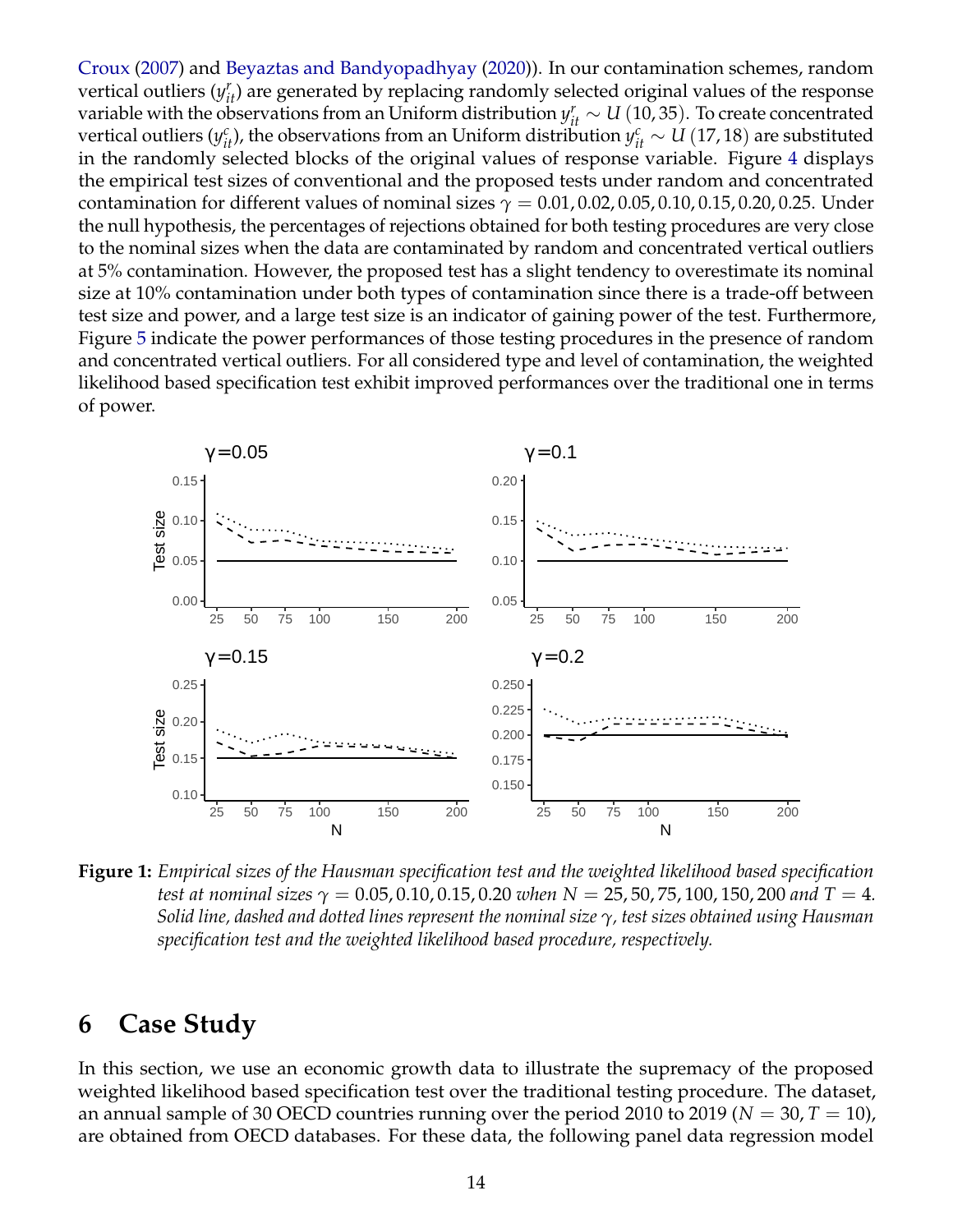Croux (2007) and Beyaztas and Bandyopadhyay (2020)). In our contamination schemes, random vertical outliers ($y_{it}^r$) are generated by replacing randomly selected original values of the response variable with the observations from an Uniform distribution $y_{it}^r \sim U(10, 35)$. To create concentrated vertical outliers ($y_{it}^c$), the observations from an Uniform distribution $y_{it}^c \sim U(17, 18)$ are substituted in the randomly selected blocks of the original values of response variable. Figure 4 displays the empirical test sizes of conventional and the proposed tests under random and concentrated contamination for different values of nominal sizes $\gamma = 0.01, 0.02, 0.05, 0.10, 0.15, 0.20, 0.25$. Under the null hypothesis, the percentages of rejections obtained for both testing procedures are very close to the nominal sizes when the data are contaminated by random and concentrated vertical outliers at 5% contamination. However, the proposed test has a slight tendency to overestimate its nominal size at 10% contamination under both types of contamination since there is a trade-off between test size and power, and a large test size is an indicator of gaining power of the test. Furthermore, Figure 5 indicate the power performances of those testing procedures in the presence of random and concentrated vertical outliers. For all considered type and level of contamination, the weighted likelihood based specification test exhibit improved performances over the traditional one in terms of power.

**Figure 1:** *Empirical sizes of the Hausman specification test and the weighted likelihood based specification test at nominal sizes $\gamma = 0.05, 0.10, 0.15, 0.20$ when $N = 25, 50, 75, 100, 150, 200$ and $T = 4$. Solid line, dashed and dotted lines represent the nominal size $\gamma$, test sizes obtained using Hausman specification test and the weighted likelihood based procedure, respectively.*

## 6 Case Study

In this section, we use an economic growth data to illustrate the supremacy of the proposed weighted likelihood based specification test over the traditional testing procedure. The dataset, an annual sample of 30 OECD countries running over the period 2010 to 2019 ($N = 30, T = 10$), are obtained from OECD databases. For these data, the following panel data regression model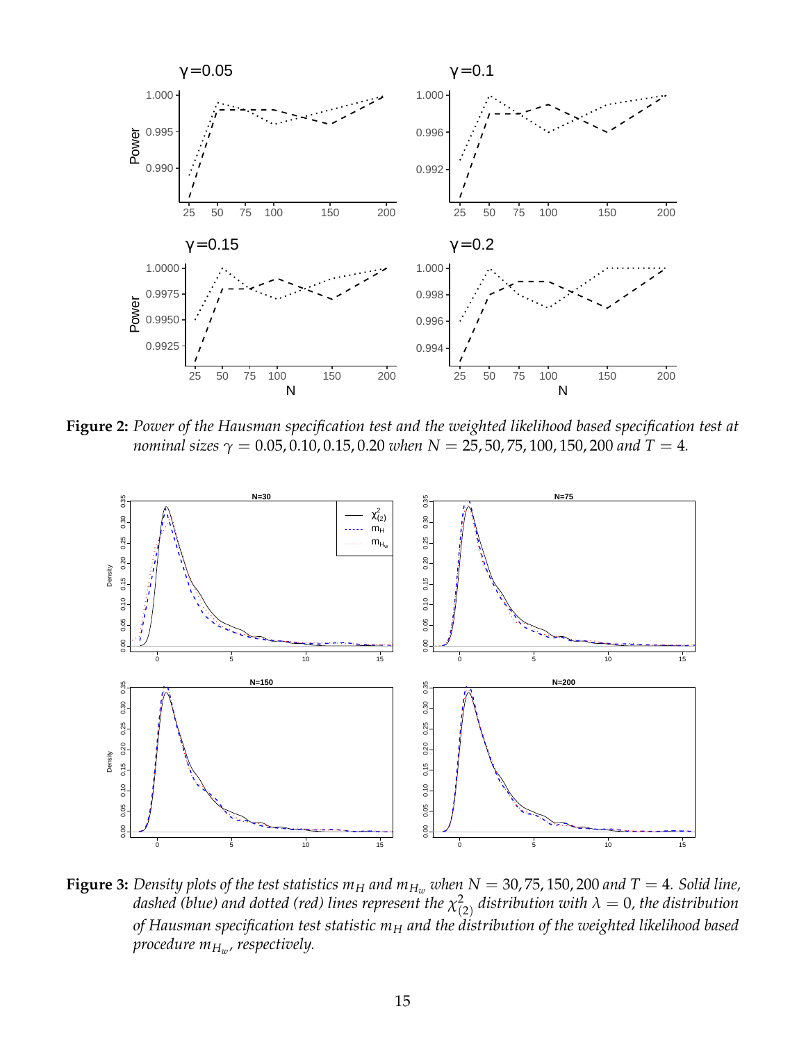**Figure 2:** *Power of the Hausman specification test and the weighted likelihood based specification test at nominal sizes $\gamma = 0.05, 0.10, 0.15, 0.20$ when $N = 25, 50, 75, 100, 150, 200$ and $T = 4$.*

**Figure 3:** *Density plots of the test statistics $m_H$ and $m_{H_w}$ when $N = 30, 75, 150, 200$ and $T = 4$. Solid line, dashed (blue) and dotted (red) lines represent the $\chi^2_{(2)}$ distribution with $\lambda = 0$, the distribution of Hausman specification test statistic $m_H$ and the distribution of the weighted likelihood based procedure $m_{H_w}$, respectively.*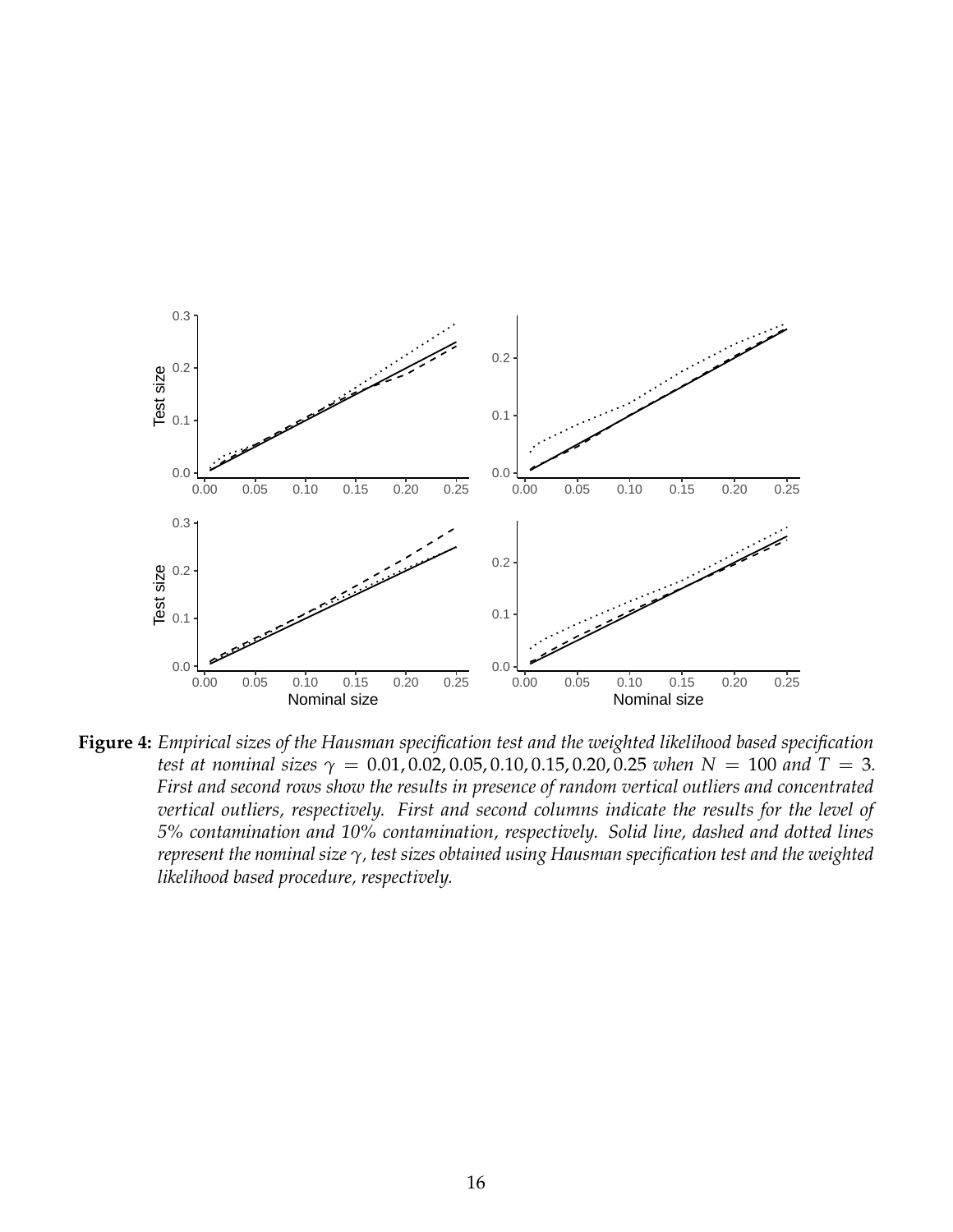**Figure 4:** *Empirical sizes of the Hausman specification test and the weighted likelihood based specification test at nominal sizes* $\gamma = 0.01, 0.02, 0.05, 0.10, 0.15, 0.20, 0.25$ *when* $N = 100$ *and* $T = 3$*. First and second rows show the results in presence of random vertical outliers and concentrated vertical outliers, respectively. First and second columns indicate the results for the level of 5% contamination and 10% contamination, respectively. Solid line, dashed and dotted lines represent the nominal size* $\gamma$*, test sizes obtained using Hausman specification test and the weighted likelihood based procedure, respectively.*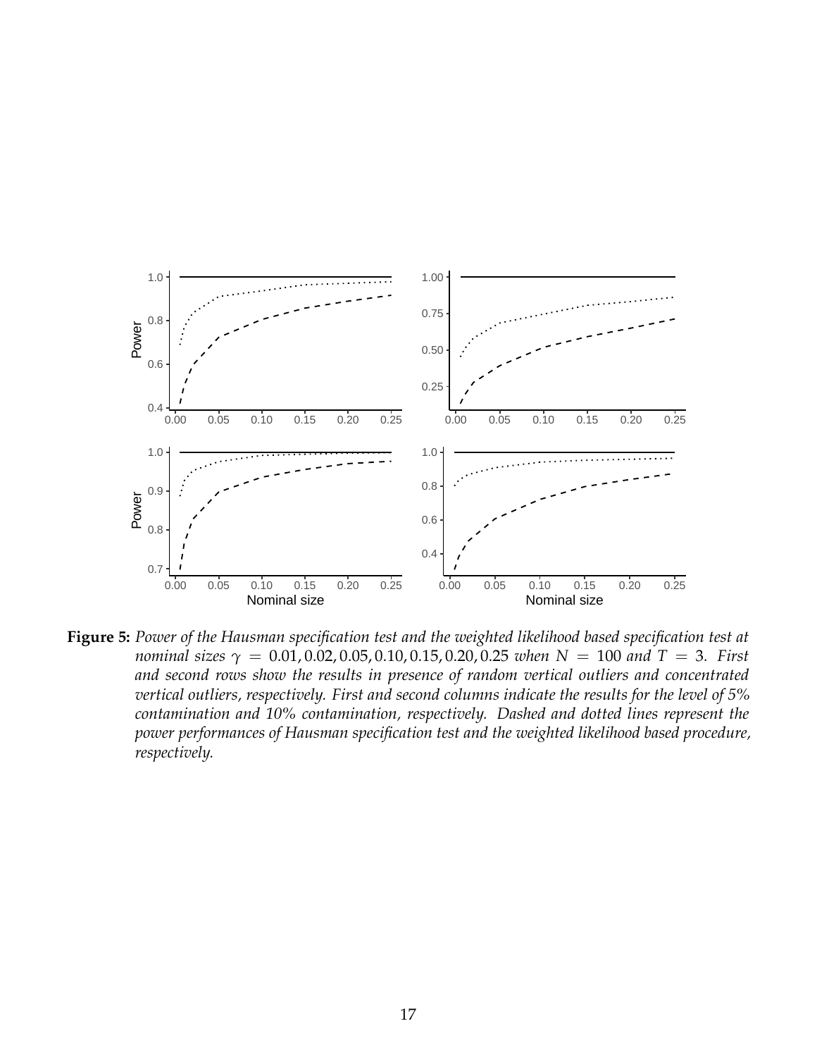**Figure 5:** *Power of the Hausman specification test and the weighted likelihood based specification test at nominal sizes $\gamma = 0.01, 0.02, 0.05, 0.10, 0.15, 0.20, 0.25$ when $N = 100$ and $T = 3$. First and second rows show the results in presence of random vertical outliers and concentrated vertical outliers, respectively. First and second columns indicate the results for the level of 5% contamination and 10% contamination, respectively. Dashed and dotted lines represent the power performances of Hausman specification test and the weighted likelihood based procedure, respectively.*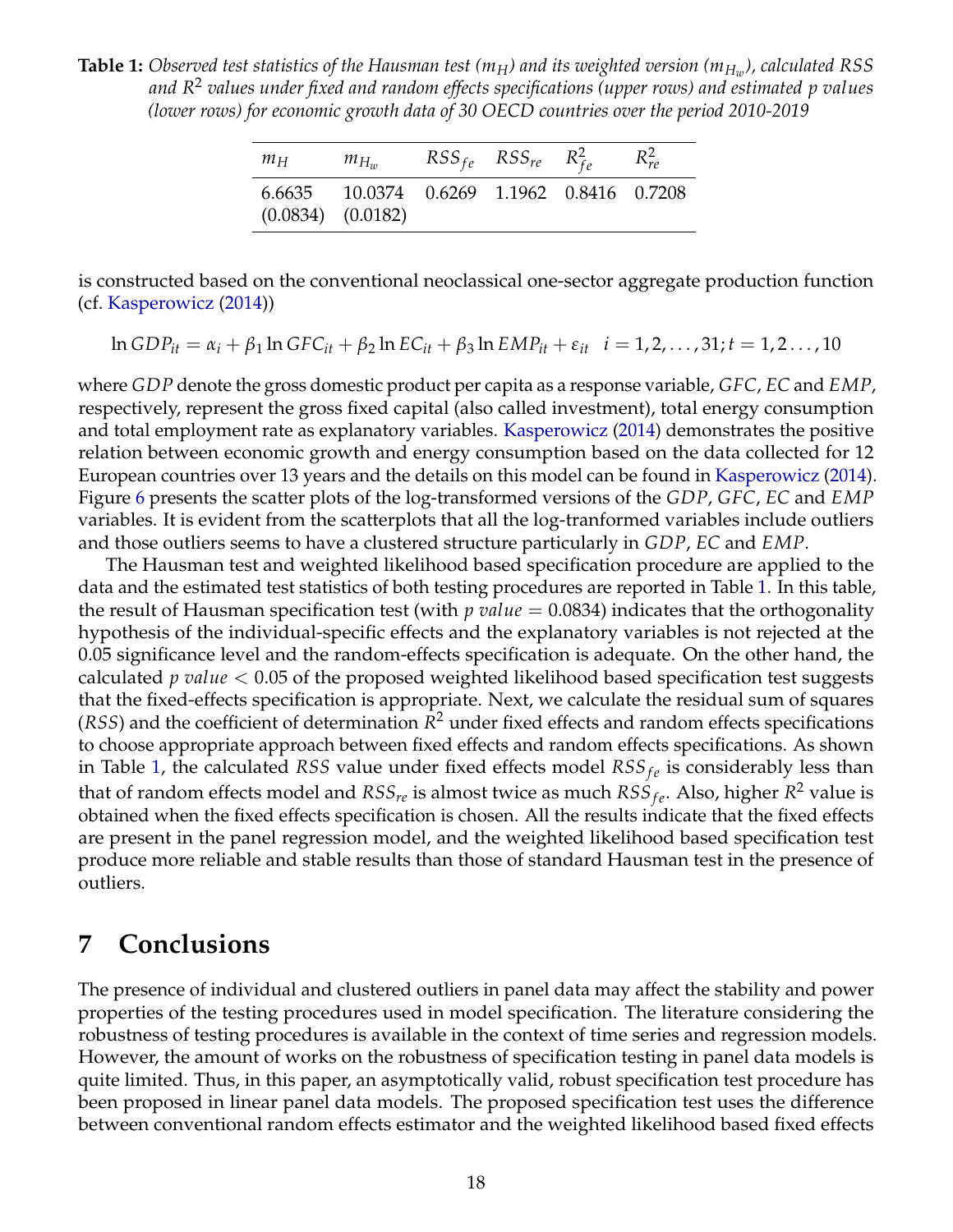**Table 1:** *Observed test statistics of the Hausman test ($m_H$) and its weighted version ($m_{H_w}$), calculated RSS and $R^2$ values under fixed and random effects specifications (upper rows) and estimated p values (lower rows) for economic growth data of 30 OECD countries over the period 2010-2019*

| $m_H$ | $m_{H_w}$ | $RSS_{fe}$ | $RSS_{re}$ | $R^2_{fe}$ | $R^2_{re}$ |
|---|---|---|---|---|---|
| 6.6635 | 10.0374 | 0.6269 | 1.1962 | 0.8416 | 0.7208 |
| (0.0834) | (0.0182) | | | | |

is constructed based on the conventional neoclassical one-sector aggregate production function (cf. Kasperowicz (2014))

$$\ln GDP_{it} = \alpha_i + \beta_1 \ln GFC_{it} + \beta_2 \ln EC_{it} + \beta_3 \ln EMP_{it} + \varepsilon_{it} \quad i = 1, 2, \ldots, 31; t = 1, 2 \ldots, 10$$

where $GDP$ denote the gross domestic product per capita as a response variable, $GFC$, $EC$ and $EMP$, respectively, represent the gross fixed capital (also called investment), total energy consumption and total employment rate as explanatory variables. Kasperowicz (2014) demonstrates the positive relation between economic growth and energy consumption based on the data collected for 12 European countries over 13 years and the details on this model can be found in Kasperowicz (2014). Figure 6 presents the scatter plots of the log-transformed versions of the $GDP$, $GFC$, $EC$ and $EMP$ variables. It is evident from the scatterplots that all the log-tranformed variables include outliers and those outliers seems to have a clustered structure particularly in $GDP$, $EC$ and $EMP$.

The Hausman test and weighted likelihood based specification procedure are applied to the data and the estimated test statistics of both testing procedures are reported in Table 1. In this table, the result of Hausman specification test (with $p\ value = 0.0834$) indicates that the orthogonality hypothesis of the individual-specific effects and the explanatory variables is not rejected at the 0.05 significance level and the random-effects specification is adequate. On the other hand, the calculated $p\ value < 0.05$ of the proposed weighted likelihood based specification test suggests that the fixed-effects specification is appropriate. Next, we calculate the residual sum of squares ($RSS$) and the coefficient of determination $R^2$ under fixed effects and random effects specifications to choose appropriate approach between fixed effects and random effects specifications. As shown in Table 1, the calculated $RSS$ value under fixed effects model $RSS_{fe}$ is considerably less than that of random effects model and $RSS_{re}$ is almost twice as much $RSS_{fe}$. Also, higher $R^2$ value is obtained when the fixed effects specification is chosen. All the results indicate that the fixed effects are present in the panel regression model, and the weighted likelihood based specification test produce more reliable and stable results than those of standard Hausman test in the presence of outliers.

## 7 Conclusions

The presence of individual and clustered outliers in panel data may affect the stability and power properties of the testing procedures used in model specification. The literature considering the robustness of testing procedures is available in the context of time series and regression models. However, the amount of works on the robustness of specification testing in panel data models is quite limited. Thus, in this paper, an asymptotically valid, robust specification test procedure has been proposed in linear panel data models. The proposed specification test uses the difference between conventional random effects estimator and the weighted likelihood based fixed effects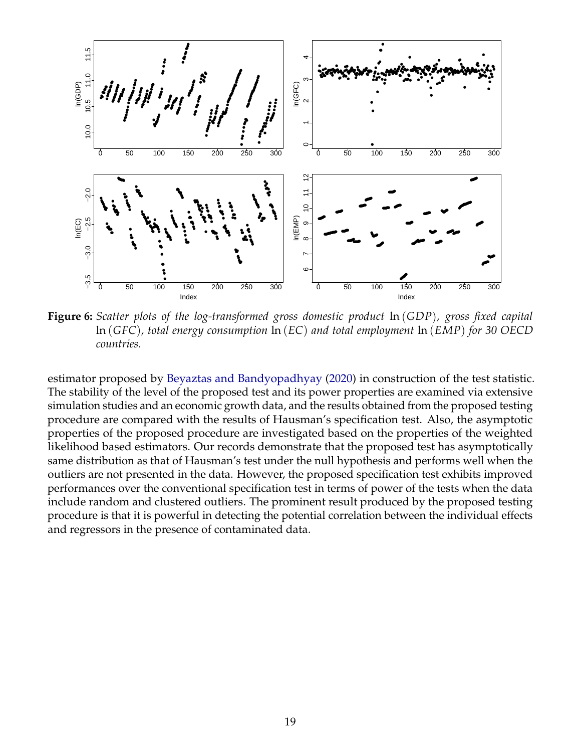**Figure 6:** *Scatter plots of the log-transformed gross domestic product* $\ln(GDP)$*, gross fixed capital* $\ln(GFC)$*, total energy consumption* $\ln(EC)$ *and total employment* $\ln(EMP)$ *for 30 OECD countries.*

estimator proposed by Beyaztas and Bandyopadhyay (2020) in construction of the test statistic. The stability of the level of the proposed test and its power properties are examined via extensive simulation studies and an economic growth data, and the results obtained from the proposed testing procedure are compared with the results of Hausman's specification test. Also, the asymptotic properties of the proposed procedure are investigated based on the properties of the weighted likelihood based estimators. Our records demonstrate that the proposed test has asymptotically same distribution as that of Hausman's test under the null hypothesis and performs well when the outliers are not presented in the data. However, the proposed specification test exhibits improved performances over the conventional specification test in terms of power of the tests when the data include random and clustered outliers. The prominent result produced by the proposed testing procedure is that it is powerful in detecting the potential correlation between the individual effects and regressors in the presence of contaminated data.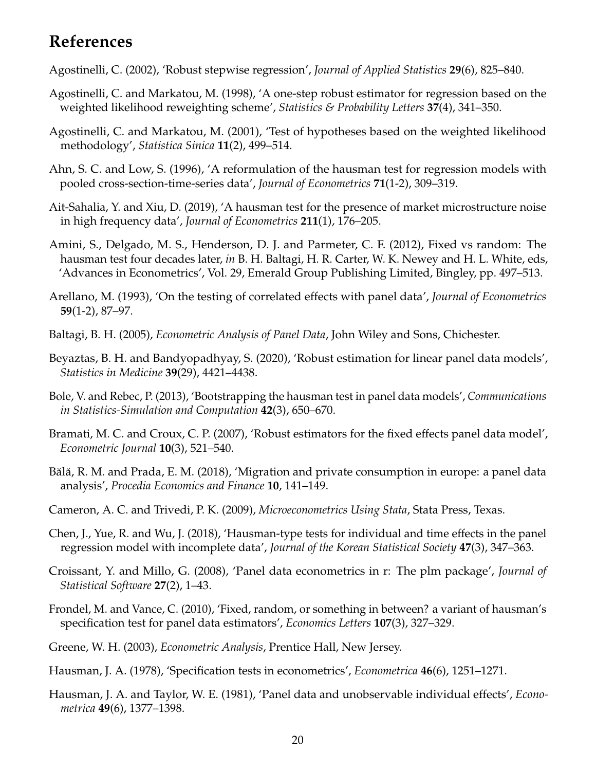# References

Agostinelli, C. (2002), 'Robust stepwise regression', *Journal of Applied Statistics* **29**(6), 825–840.

Agostinelli, C. and Markatou, M. (1998), 'A one-step robust estimator for regression based on the weighted likelihood reweighting scheme', *Statistics & Probability Letters* **37**(4), 341–350.

Agostinelli, C. and Markatou, M. (2001), 'Test of hypotheses based on the weighted likelihood methodology', *Statistica Sinica* **11**(2), 499–514.

Ahn, S. C. and Low, S. (1996), 'A reformulation of the hausman test for regression models with pooled cross-section-time-series data', *Journal of Econometrics* **71**(1-2), 309–319.

Ait-Sahalia, Y. and Xiu, D. (2019), 'A hausman test for the presence of market microstructure noise in high frequency data', *Journal of Econometrics* **211**(1), 176–205.

Amini, S., Delgado, M. S., Henderson, D. J. and Parmeter, C. F. (2012), Fixed vs random: The hausman test four decades later, *in* B. H. Baltagi, H. R. Carter, W. K. Newey and H. L. White, eds, 'Advances in Econometrics', Vol. 29, Emerald Group Publishing Limited, Bingley, pp. 497–513.

Arellano, M. (1993), 'On the testing of correlated effects with panel data', *Journal of Econometrics* **59**(1-2), 87–97.

Baltagi, B. H. (2005), *Econometric Analysis of Panel Data*, John Wiley and Sons, Chichester.

Beyaztas, B. H. and Bandyopadhyay, S. (2020), 'Robust estimation for linear panel data models', *Statistics in Medicine* **39**(29), 4421–4438.

Bole, V. and Rebec, P. (2013), 'Bootstrapping the hausman test in panel data models', *Communications in Statistics-Simulation and Computation* **42**(3), 650–670.

Bramati, M. C. and Croux, C. P. (2007), 'Robust estimators for the fixed effects panel data model', *Econometric Journal* **10**(3), 521–540.

Bălă, R. M. and Prada, E. M. (2018), 'Migration and private consumption in europe: a panel data analysis', *Procedia Economics and Finance* **10**, 141–149.

Cameron, A. C. and Trivedi, P. K. (2009), *Microeconometrics Using Stata*, Stata Press, Texas.

Chen, J., Yue, R. and Wu, J. (2018), 'Hausman-type tests for individual and time effects in the panel regression model with incomplete data', *Journal of the Korean Statistical Society* **47**(3), 347–363.

Croissant, Y. and Millo, G. (2008), 'Panel data econometrics in r: The plm package', *Journal of Statistical Software* **27**(2), 1–43.

Frondel, M. and Vance, C. (2010), 'Fixed, random, or something in between? a variant of hausman's specification test for panel data estimators', *Economics Letters* **107**(3), 327–329.

Greene, W. H. (2003), *Econometric Analysis*, Prentice Hall, New Jersey.

Hausman, J. A. (1978), 'Specification tests in econometrics', *Econometrica* **46**(6), 1251–1271.

Hausman, J. A. and Taylor, W. E. (1981), 'Panel data and unobservable individual effects', *Econometrica* **49**(6), 1377–1398.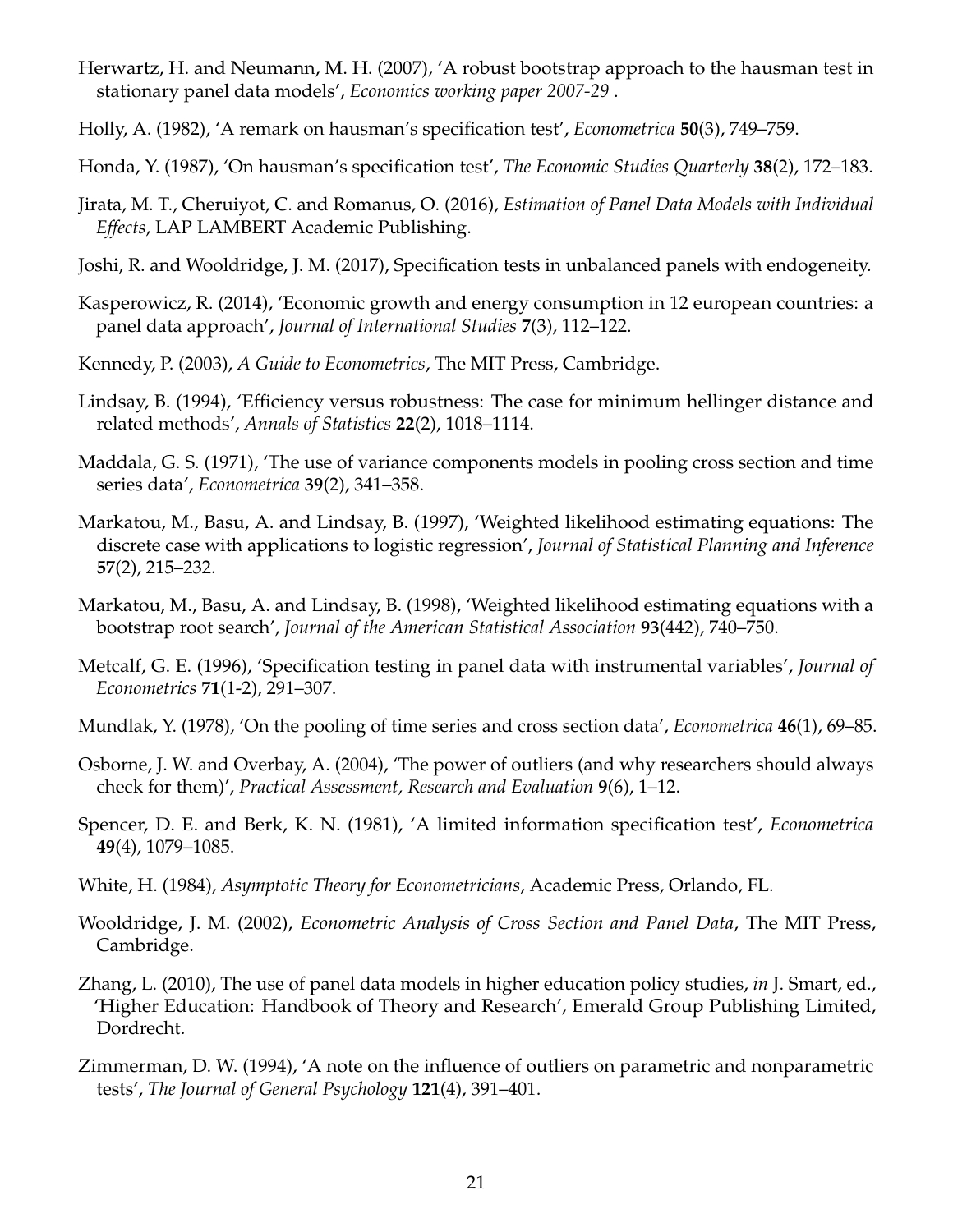Herwartz, H. and Neumann, M. H. (2007), 'A robust bootstrap approach to the hausman test in stationary panel data models', *Economics working paper 2007-29* .

Holly, A. (1982), 'A remark on hausman's specification test', *Econometrica* **50**(3), 749–759.

Honda, Y. (1987), 'On hausman's specification test', *The Economic Studies Quarterly* **38**(2), 172–183.

Jirata, M. T., Cheruiyot, C. and Romanus, O. (2016), *Estimation of Panel Data Models with Individual Effects*, LAP LAMBERT Academic Publishing.

Joshi, R. and Wooldridge, J. M. (2017), Specification tests in unbalanced panels with endogeneity.

Kasperowicz, R. (2014), 'Economic growth and energy consumption in 12 european countries: a panel data approach', *Journal of International Studies* **7**(3), 112–122.

Kennedy, P. (2003), *A Guide to Econometrics*, The MIT Press, Cambridge.

Lindsay, B. (1994), 'Efficiency versus robustness: The case for minimum hellinger distance and related methods', *Annals of Statistics* **22**(2), 1018–1114.

Maddala, G. S. (1971), 'The use of variance components models in pooling cross section and time series data', *Econometrica* **39**(2), 341–358.

Markatou, M., Basu, A. and Lindsay, B. (1997), 'Weighted likelihood estimating equations: The discrete case with applications to logistic regression', *Journal of Statistical Planning and Inference* **57**(2), 215–232.

Markatou, M., Basu, A. and Lindsay, B. (1998), 'Weighted likelihood estimating equations with a bootstrap root search', *Journal of the American Statistical Association* **93**(442), 740–750.

Metcalf, G. E. (1996), 'Specification testing in panel data with instrumental variables', *Journal of Econometrics* **71**(1-2), 291–307.

Mundlak, Y. (1978), 'On the pooling of time series and cross section data', *Econometrica* **46**(1), 69–85.

Osborne, J. W. and Overbay, A. (2004), 'The power of outliers (and why researchers should always check for them)', *Practical Assessment, Research and Evaluation* **9**(6), 1–12.

Spencer, D. E. and Berk, K. N. (1981), 'A limited information specification test', *Econometrica* **49**(4), 1079–1085.

White, H. (1984), *Asymptotic Theory for Econometricians*, Academic Press, Orlando, FL.

Wooldridge, J. M. (2002), *Econometric Analysis of Cross Section and Panel Data*, The MIT Press, Cambridge.

Zhang, L. (2010), The use of panel data models in higher education policy studies, *in* J. Smart, ed., 'Higher Education: Handbook of Theory and Research', Emerald Group Publishing Limited, Dordrecht.

Zimmerman, D. W. (1994), 'A note on the influence of outliers on parametric and nonparametric tests', *The Journal of General Psychology* **121**(4), 391–401.